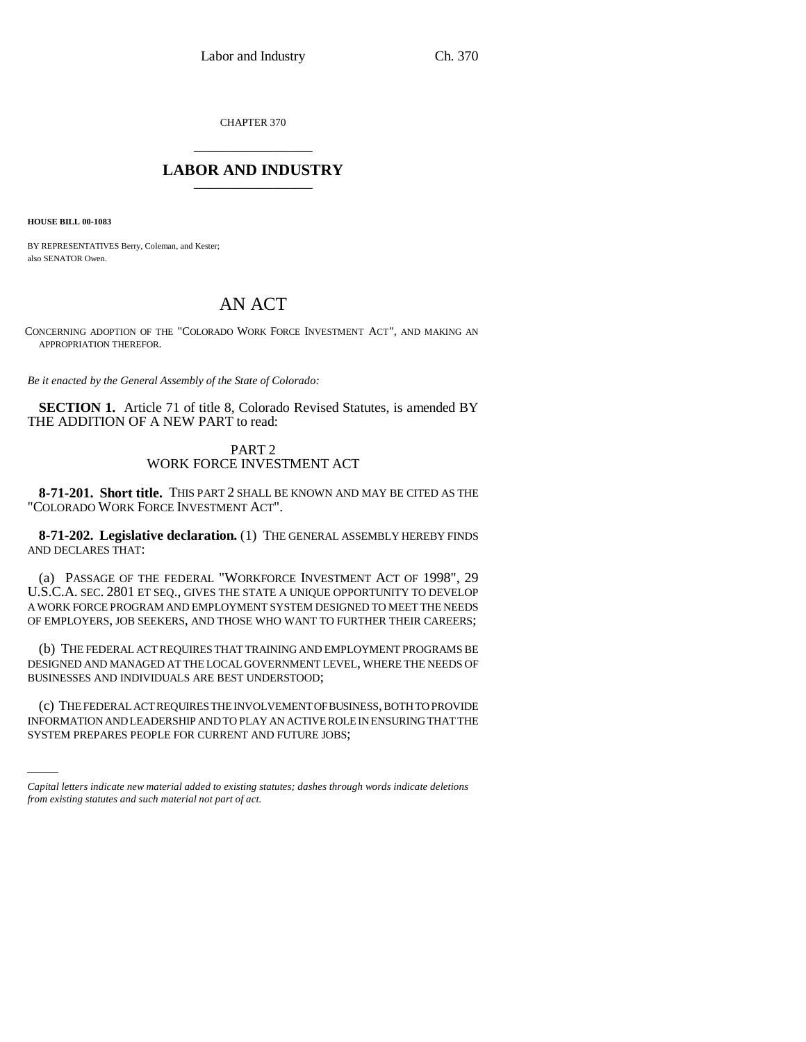CHAPTER 370

# LABOR AND INDUSTRY

**HOUSE BILL 00-1083**

BY REPRESENTATIVES Berry, Coleman, and Kester;
also SENATOR Owen.

# AN ACT

CONCERNING ADOPTION OF THE "COLORADO WORK FORCE INVESTMENT ACT", AND MAKING AN APPROPRIATION THEREFOR.

*Be it enacted by the General Assembly of the State of Colorado:*

**SECTION 1.** Article 71 of title 8, Colorado Revised Statutes, is amended BY THE ADDITION OF A NEW PART to read:

PART 2
WORK FORCE INVESTMENT ACT

**8-71-201. Short title.** THIS PART 2 SHALL BE KNOWN AND MAY BE CITED AS THE "COLORADO WORK FORCE INVESTMENT ACT".

**8-71-202. Legislative declaration.** (1) THE GENERAL ASSEMBLY HEREBY FINDS AND DECLARES THAT:

(a) PASSAGE OF THE FEDERAL "WORKFORCE INVESTMENT ACT OF 1998", 29 U.S.C.A. SEC. 2801 ET SEQ., GIVES THE STATE A UNIQUE OPPORTUNITY TO DEVELOP A WORK FORCE PROGRAM AND EMPLOYMENT SYSTEM DESIGNED TO MEET THE NEEDS OF EMPLOYERS, JOB SEEKERS, AND THOSE WHO WANT TO FURTHER THEIR CAREERS;

(b) THE FEDERAL ACT REQUIRES THAT TRAINING AND EMPLOYMENT PROGRAMS BE DESIGNED AND MANAGED AT THE LOCAL GOVERNMENT LEVEL, WHERE THE NEEDS OF BUSINESSES AND INDIVIDUALS ARE BEST UNDERSTOOD;

(c) THE FEDERAL ACT REQUIRES THE INVOLVEMENT OF BUSINESS, BOTH TO PROVIDE INFORMATION AND LEADERSHIP AND TO PLAY AN ACTIVE ROLE IN ENSURING THAT THE SYSTEM PREPARES PEOPLE FOR CURRENT AND FUTURE JOBS;

*Capital letters indicate new material added to existing statutes; dashes through words indicate deletions from existing statutes and such material not part of act.*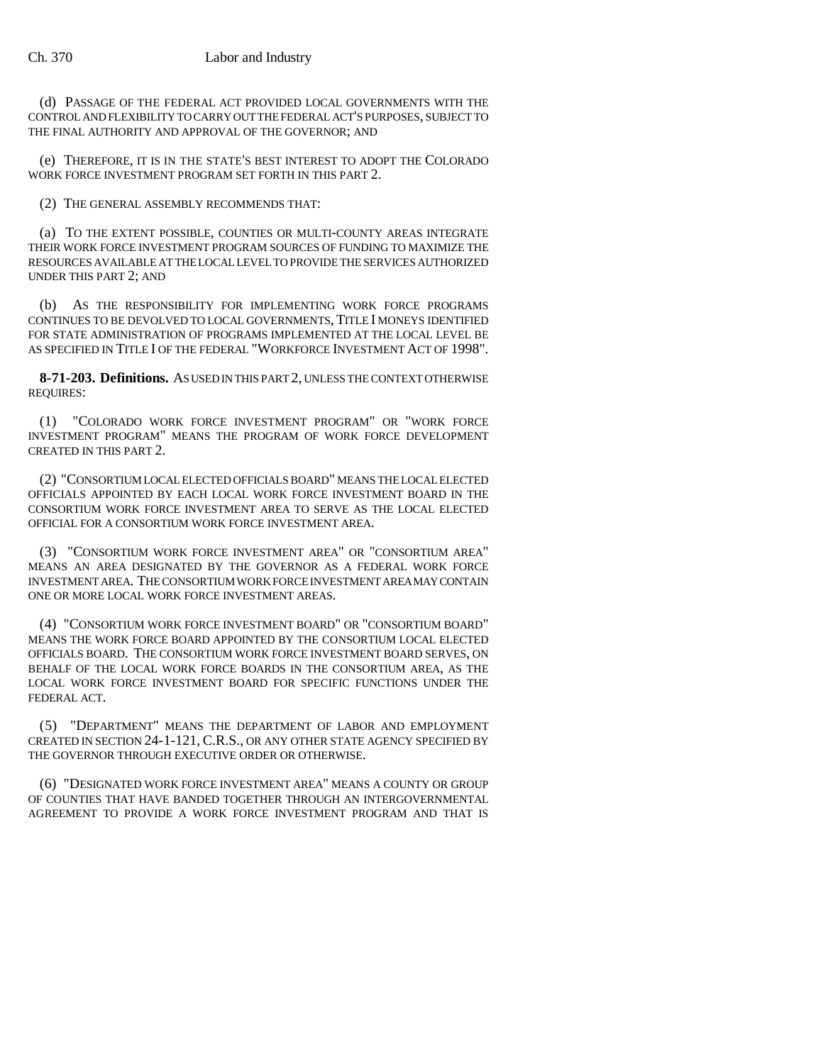(d) PASSAGE OF THE FEDERAL ACT PROVIDED LOCAL GOVERNMENTS WITH THE CONTROL AND FLEXIBILITY TO CARRY OUT THE FEDERAL ACT'S PURPOSES, SUBJECT TO THE FINAL AUTHORITY AND APPROVAL OF THE GOVERNOR; AND

(e) THEREFORE, IT IS IN THE STATE'S BEST INTEREST TO ADOPT THE COLORADO WORK FORCE INVESTMENT PROGRAM SET FORTH IN THIS PART 2.

(2) THE GENERAL ASSEMBLY RECOMMENDS THAT:

(a) TO THE EXTENT POSSIBLE, COUNTIES OR MULTI-COUNTY AREAS INTEGRATE THEIR WORK FORCE INVESTMENT PROGRAM SOURCES OF FUNDING TO MAXIMIZE THE RESOURCES AVAILABLE AT THE LOCAL LEVEL TO PROVIDE THE SERVICES AUTHORIZED UNDER THIS PART 2; AND

(b) AS THE RESPONSIBILITY FOR IMPLEMENTING WORK FORCE PROGRAMS CONTINUES TO BE DEVOLVED TO LOCAL GOVERNMENTS, TITLE I MONEYS IDENTIFIED FOR STATE ADMINISTRATION OF PROGRAMS IMPLEMENTED AT THE LOCAL LEVEL BE AS SPECIFIED IN TITLE I OF THE FEDERAL "WORKFORCE INVESTMENT ACT OF 1998".

**8-71-203. Definitions.** AS USED IN THIS PART 2, UNLESS THE CONTEXT OTHERWISE REQUIRES:

(1) "COLORADO WORK FORCE INVESTMENT PROGRAM" OR "WORK FORCE INVESTMENT PROGRAM" MEANS THE PROGRAM OF WORK FORCE DEVELOPMENT CREATED IN THIS PART 2.

(2) "CONSORTIUM LOCAL ELECTED OFFICIALS BOARD" MEANS THE LOCAL ELECTED OFFICIALS APPOINTED BY EACH LOCAL WORK FORCE INVESTMENT BOARD IN THE CONSORTIUM WORK FORCE INVESTMENT AREA TO SERVE AS THE LOCAL ELECTED OFFICIAL FOR A CONSORTIUM WORK FORCE INVESTMENT AREA.

(3) "CONSORTIUM WORK FORCE INVESTMENT AREA" OR "CONSORTIUM AREA" MEANS AN AREA DESIGNATED BY THE GOVERNOR AS A FEDERAL WORK FORCE INVESTMENT AREA. THE CONSORTIUM WORK FORCE INVESTMENT AREA MAY CONTAIN ONE OR MORE LOCAL WORK FORCE INVESTMENT AREAS.

(4) "CONSORTIUM WORK FORCE INVESTMENT BOARD" OR "CONSORTIUM BOARD" MEANS THE WORK FORCE BOARD APPOINTED BY THE CONSORTIUM LOCAL ELECTED OFFICIALS BOARD. THE CONSORTIUM WORK FORCE INVESTMENT BOARD SERVES, ON BEHALF OF THE LOCAL WORK FORCE BOARDS IN THE CONSORTIUM AREA, AS THE LOCAL WORK FORCE INVESTMENT BOARD FOR SPECIFIC FUNCTIONS UNDER THE FEDERAL ACT.

(5) "DEPARTMENT" MEANS THE DEPARTMENT OF LABOR AND EMPLOYMENT CREATED IN SECTION 24-1-121, C.R.S., OR ANY OTHER STATE AGENCY SPECIFIED BY THE GOVERNOR THROUGH EXECUTIVE ORDER OR OTHERWISE.

(6) "DESIGNATED WORK FORCE INVESTMENT AREA" MEANS A COUNTY OR GROUP OF COUNTIES THAT HAVE BANDED TOGETHER THROUGH AN INTERGOVERNMENTAL AGREEMENT TO PROVIDE A WORK FORCE INVESTMENT PROGRAM AND THAT IS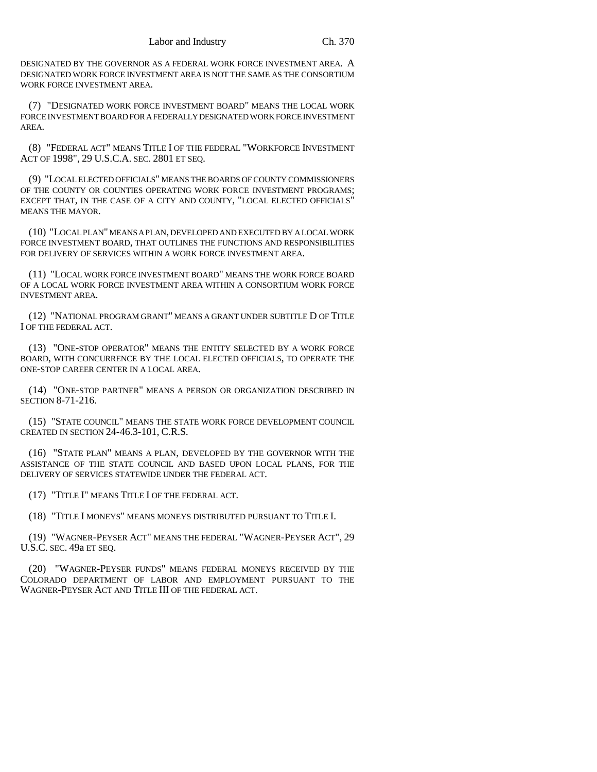DESIGNATED BY THE GOVERNOR AS A FEDERAL WORK FORCE INVESTMENT AREA. A DESIGNATED WORK FORCE INVESTMENT AREA IS NOT THE SAME AS THE CONSORTIUM WORK FORCE INVESTMENT AREA.

(7) "DESIGNATED WORK FORCE INVESTMENT BOARD" MEANS THE LOCAL WORK FORCE INVESTMENT BOARD FOR A FEDERALLY DESIGNATED WORK FORCE INVESTMENT AREA.

(8) "FEDERAL ACT" MEANS TITLE I OF THE FEDERAL "WORKFORCE INVESTMENT ACT OF 1998", 29 U.S.C.A. SEC. 2801 ET SEQ.

(9) "LOCAL ELECTED OFFICIALS" MEANS THE BOARDS OF COUNTY COMMISSIONERS OF THE COUNTY OR COUNTIES OPERATING WORK FORCE INVESTMENT PROGRAMS; EXCEPT THAT, IN THE CASE OF A CITY AND COUNTY, "LOCAL ELECTED OFFICIALS" MEANS THE MAYOR.

(10) "LOCAL PLAN" MEANS A PLAN, DEVELOPED AND EXECUTED BY A LOCAL WORK FORCE INVESTMENT BOARD, THAT OUTLINES THE FUNCTIONS AND RESPONSIBILITIES FOR DELIVERY OF SERVICES WITHIN A WORK FORCE INVESTMENT AREA.

(11) "LOCAL WORK FORCE INVESTMENT BOARD" MEANS THE WORK FORCE BOARD OF A LOCAL WORK FORCE INVESTMENT AREA WITHIN A CONSORTIUM WORK FORCE INVESTMENT AREA.

(12) "NATIONAL PROGRAM GRANT" MEANS A GRANT UNDER SUBTITLE D OF TITLE I OF THE FEDERAL ACT.

(13) "ONE-STOP OPERATOR" MEANS THE ENTITY SELECTED BY A WORK FORCE BOARD, WITH CONCURRENCE BY THE LOCAL ELECTED OFFICIALS, TO OPERATE THE ONE-STOP CAREER CENTER IN A LOCAL AREA.

(14) "ONE-STOP PARTNER" MEANS A PERSON OR ORGANIZATION DESCRIBED IN SECTION 8-71-216.

(15) "STATE COUNCIL" MEANS THE STATE WORK FORCE DEVELOPMENT COUNCIL CREATED IN SECTION 24-46.3-101, C.R.S.

(16) "STATE PLAN" MEANS A PLAN, DEVELOPED BY THE GOVERNOR WITH THE ASSISTANCE OF THE STATE COUNCIL AND BASED UPON LOCAL PLANS, FOR THE DELIVERY OF SERVICES STATEWIDE UNDER THE FEDERAL ACT.

(17) "TITLE I" MEANS TITLE I OF THE FEDERAL ACT.

(18) "TITLE I MONEYS" MEANS MONEYS DISTRIBUTED PURSUANT TO TITLE I.

(19) "WAGNER-PEYSER ACT" MEANS THE FEDERAL "WAGNER-PEYSER ACT", 29 U.S.C. SEC. 49a ET SEQ.

(20) "WAGNER-PEYSER FUNDS" MEANS FEDERAL MONEYS RECEIVED BY THE COLORADO DEPARTMENT OF LABOR AND EMPLOYMENT PURSUANT TO THE WAGNER-PEYSER ACT AND TITLE III OF THE FEDERAL ACT.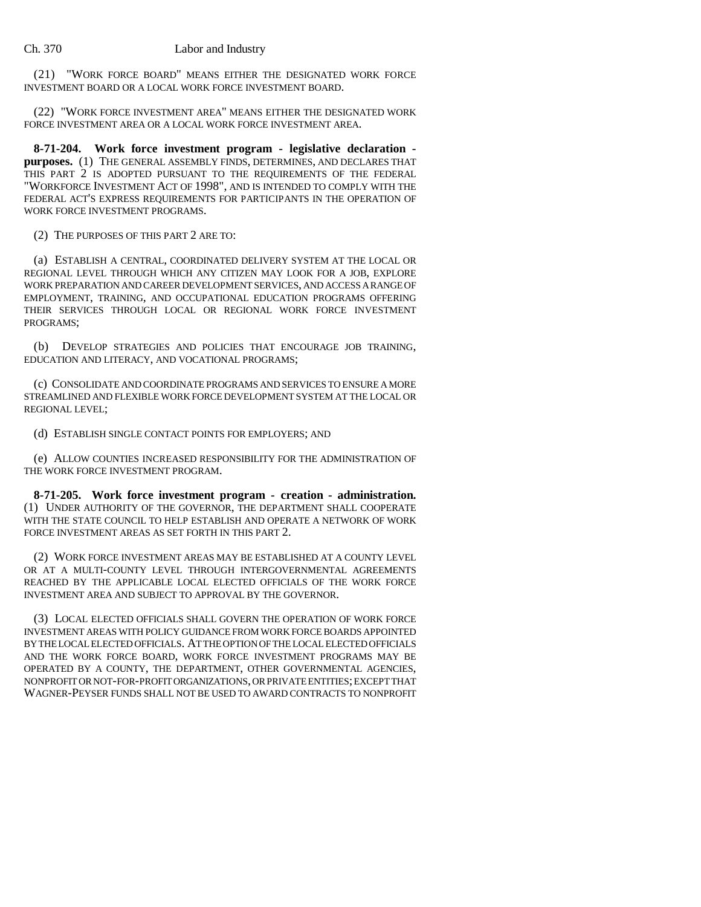(21) "WORK FORCE BOARD" MEANS EITHER THE DESIGNATED WORK FORCE INVESTMENT BOARD OR A LOCAL WORK FORCE INVESTMENT BOARD.

(22) "WORK FORCE INVESTMENT AREA" MEANS EITHER THE DESIGNATED WORK FORCE INVESTMENT AREA OR A LOCAL WORK FORCE INVESTMENT AREA.

**8-71-204. Work force investment program - legislative declaration - purposes.** (1) THE GENERAL ASSEMBLY FINDS, DETERMINES, AND DECLARES THAT THIS PART 2 IS ADOPTED PURSUANT TO THE REQUIREMENTS OF THE FEDERAL "WORKFORCE INVESTMENT ACT OF 1998", AND IS INTENDED TO COMPLY WITH THE FEDERAL ACT'S EXPRESS REQUIREMENTS FOR PARTICIPANTS IN THE OPERATION OF WORK FORCE INVESTMENT PROGRAMS.

(2) THE PURPOSES OF THIS PART 2 ARE TO:

(a) ESTABLISH A CENTRAL, COORDINATED DELIVERY SYSTEM AT THE LOCAL OR REGIONAL LEVEL THROUGH WHICH ANY CITIZEN MAY LOOK FOR A JOB, EXPLORE WORK PREPARATION AND CAREER DEVELOPMENT SERVICES, AND ACCESS A RANGE OF EMPLOYMENT, TRAINING, AND OCCUPATIONAL EDUCATION PROGRAMS OFFERING THEIR SERVICES THROUGH LOCAL OR REGIONAL WORK FORCE INVESTMENT PROGRAMS;

(b) DEVELOP STRATEGIES AND POLICIES THAT ENCOURAGE JOB TRAINING, EDUCATION AND LITERACY, AND VOCATIONAL PROGRAMS;

(c) CONSOLIDATE AND COORDINATE PROGRAMS AND SERVICES TO ENSURE A MORE STREAMLINED AND FLEXIBLE WORK FORCE DEVELOPMENT SYSTEM AT THE LOCAL OR REGIONAL LEVEL;

(d) ESTABLISH SINGLE CONTACT POINTS FOR EMPLOYERS; AND

(e) ALLOW COUNTIES INCREASED RESPONSIBILITY FOR THE ADMINISTRATION OF THE WORK FORCE INVESTMENT PROGRAM.

**8-71-205. Work force investment program - creation - administration.** (1) UNDER AUTHORITY OF THE GOVERNOR, THE DEPARTMENT SHALL COOPERATE WITH THE STATE COUNCIL TO HELP ESTABLISH AND OPERATE A NETWORK OF WORK FORCE INVESTMENT AREAS AS SET FORTH IN THIS PART 2.

(2) WORK FORCE INVESTMENT AREAS MAY BE ESTABLISHED AT A COUNTY LEVEL OR AT A MULTI-COUNTY LEVEL THROUGH INTERGOVERNMENTAL AGREEMENTS REACHED BY THE APPLICABLE LOCAL ELECTED OFFICIALS OF THE WORK FORCE INVESTMENT AREA AND SUBJECT TO APPROVAL BY THE GOVERNOR.

(3) LOCAL ELECTED OFFICIALS SHALL GOVERN THE OPERATION OF WORK FORCE INVESTMENT AREAS WITH POLICY GUIDANCE FROM WORK FORCE BOARDS APPOINTED BY THE LOCAL ELECTED OFFICIALS. AT THE OPTION OF THE LOCAL ELECTED OFFICIALS AND THE WORK FORCE BOARD, WORK FORCE INVESTMENT PROGRAMS MAY BE OPERATED BY A COUNTY, THE DEPARTMENT, OTHER GOVERNMENTAL AGENCIES, NONPROFIT OR NOT-FOR-PROFIT ORGANIZATIONS, OR PRIVATE ENTITIES; EXCEPT THAT WAGNER-PEYSER FUNDS SHALL NOT BE USED TO AWARD CONTRACTS TO NONPROFIT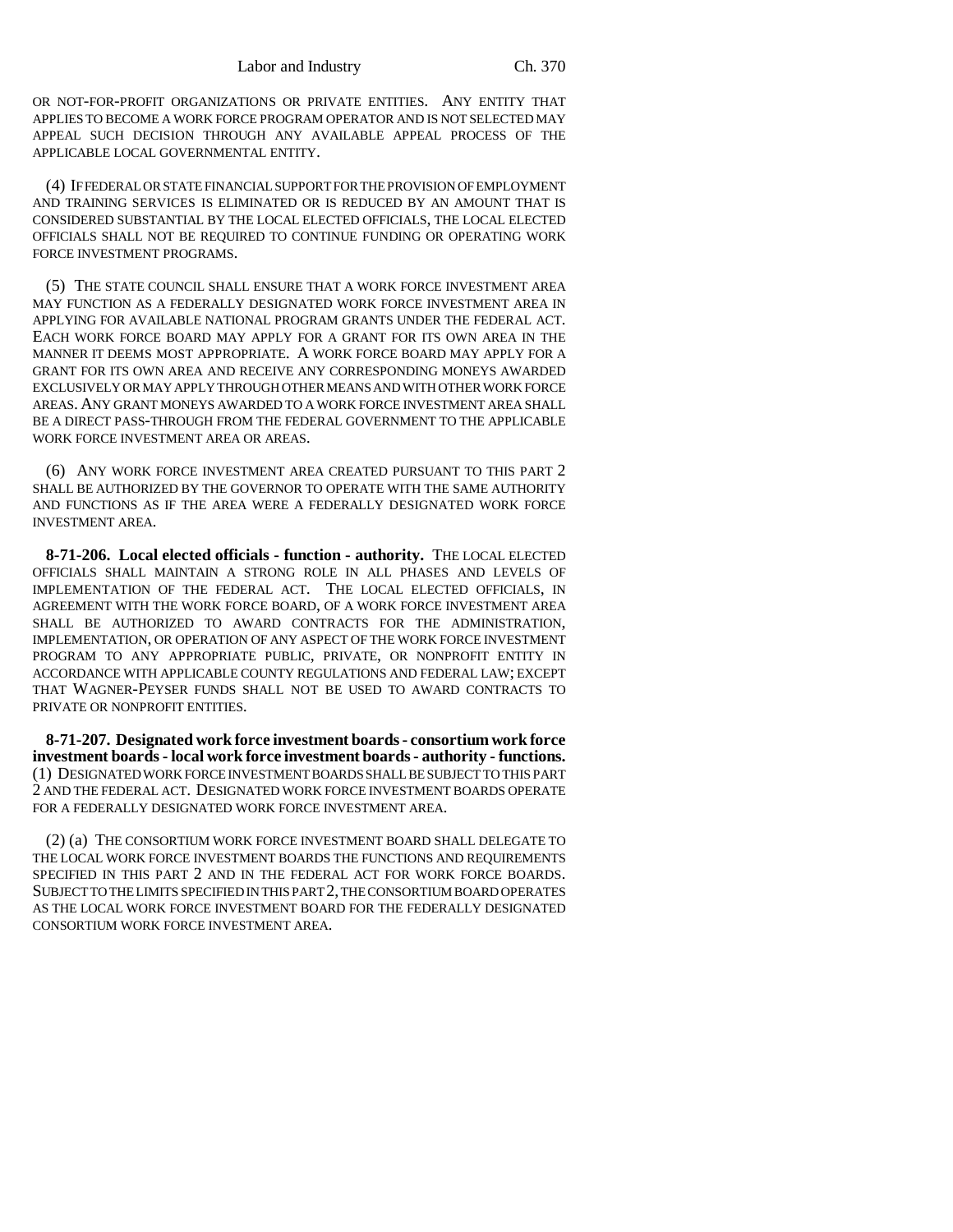OR NOT-FOR-PROFIT ORGANIZATIONS OR PRIVATE ENTITIES. ANY ENTITY THAT APPLIES TO BECOME A WORK FORCE PROGRAM OPERATOR AND IS NOT SELECTED MAY APPEAL SUCH DECISION THROUGH ANY AVAILABLE APPEAL PROCESS OF THE APPLICABLE LOCAL GOVERNMENTAL ENTITY.

(4) IF FEDERAL OR STATE FINANCIAL SUPPORT FOR THE PROVISION OF EMPLOYMENT AND TRAINING SERVICES IS ELIMINATED OR IS REDUCED BY AN AMOUNT THAT IS CONSIDERED SUBSTANTIAL BY THE LOCAL ELECTED OFFICIALS, THE LOCAL ELECTED OFFICIALS SHALL NOT BE REQUIRED TO CONTINUE FUNDING OR OPERATING WORK FORCE INVESTMENT PROGRAMS.

(5) THE STATE COUNCIL SHALL ENSURE THAT A WORK FORCE INVESTMENT AREA MAY FUNCTION AS A FEDERALLY DESIGNATED WORK FORCE INVESTMENT AREA IN APPLYING FOR AVAILABLE NATIONAL PROGRAM GRANTS UNDER THE FEDERAL ACT. EACH WORK FORCE BOARD MAY APPLY FOR A GRANT FOR ITS OWN AREA IN THE MANNER IT DEEMS MOST APPROPRIATE. A WORK FORCE BOARD MAY APPLY FOR A GRANT FOR ITS OWN AREA AND RECEIVE ANY CORRESPONDING MONEYS AWARDED EXCLUSIVELY OR MAY APPLY THROUGH OTHER MEANS AND WITH OTHER WORK FORCE AREAS. ANY GRANT MONEYS AWARDED TO A WORK FORCE INVESTMENT AREA SHALL BE A DIRECT PASS-THROUGH FROM THE FEDERAL GOVERNMENT TO THE APPLICABLE WORK FORCE INVESTMENT AREA OR AREAS.

(6) ANY WORK FORCE INVESTMENT AREA CREATED PURSUANT TO THIS PART 2 SHALL BE AUTHORIZED BY THE GOVERNOR TO OPERATE WITH THE SAME AUTHORITY AND FUNCTIONS AS IF THE AREA WERE A FEDERALLY DESIGNATED WORK FORCE INVESTMENT AREA.

**8-71-206. Local elected officials - function - authority.** THE LOCAL ELECTED OFFICIALS SHALL MAINTAIN A STRONG ROLE IN ALL PHASES AND LEVELS OF IMPLEMENTATION OF THE FEDERAL ACT. THE LOCAL ELECTED OFFICIALS, IN AGREEMENT WITH THE WORK FORCE BOARD, OF A WORK FORCE INVESTMENT AREA SHALL BE AUTHORIZED TO AWARD CONTRACTS FOR THE ADMINISTRATION, IMPLEMENTATION, OR OPERATION OF ANY ASPECT OF THE WORK FORCE INVESTMENT PROGRAM TO ANY APPROPRIATE PUBLIC, PRIVATE, OR NONPROFIT ENTITY IN ACCORDANCE WITH APPLICABLE COUNTY REGULATIONS AND FEDERAL LAW; EXCEPT THAT WAGNER-PEYSER FUNDS SHALL NOT BE USED TO AWARD CONTRACTS TO PRIVATE OR NONPROFIT ENTITIES.

**8-71-207. Designated work force investment boards - consortium work force investment boards - local work force investment boards - authority - functions.** (1) DESIGNATED WORK FORCE INVESTMENT BOARDS SHALL BE SUBJECT TO THIS PART 2 AND THE FEDERAL ACT. DESIGNATED WORK FORCE INVESTMENT BOARDS OPERATE FOR A FEDERALLY DESIGNATED WORK FORCE INVESTMENT AREA.

(2) (a) THE CONSORTIUM WORK FORCE INVESTMENT BOARD SHALL DELEGATE TO THE LOCAL WORK FORCE INVESTMENT BOARDS THE FUNCTIONS AND REQUIREMENTS SPECIFIED IN THIS PART 2 AND IN THE FEDERAL ACT FOR WORK FORCE BOARDS. SUBJECT TO THE LIMITS SPECIFIED IN THIS PART 2, THE CONSORTIUM BOARD OPERATES AS THE LOCAL WORK FORCE INVESTMENT BOARD FOR THE FEDERALLY DESIGNATED CONSORTIUM WORK FORCE INVESTMENT AREA.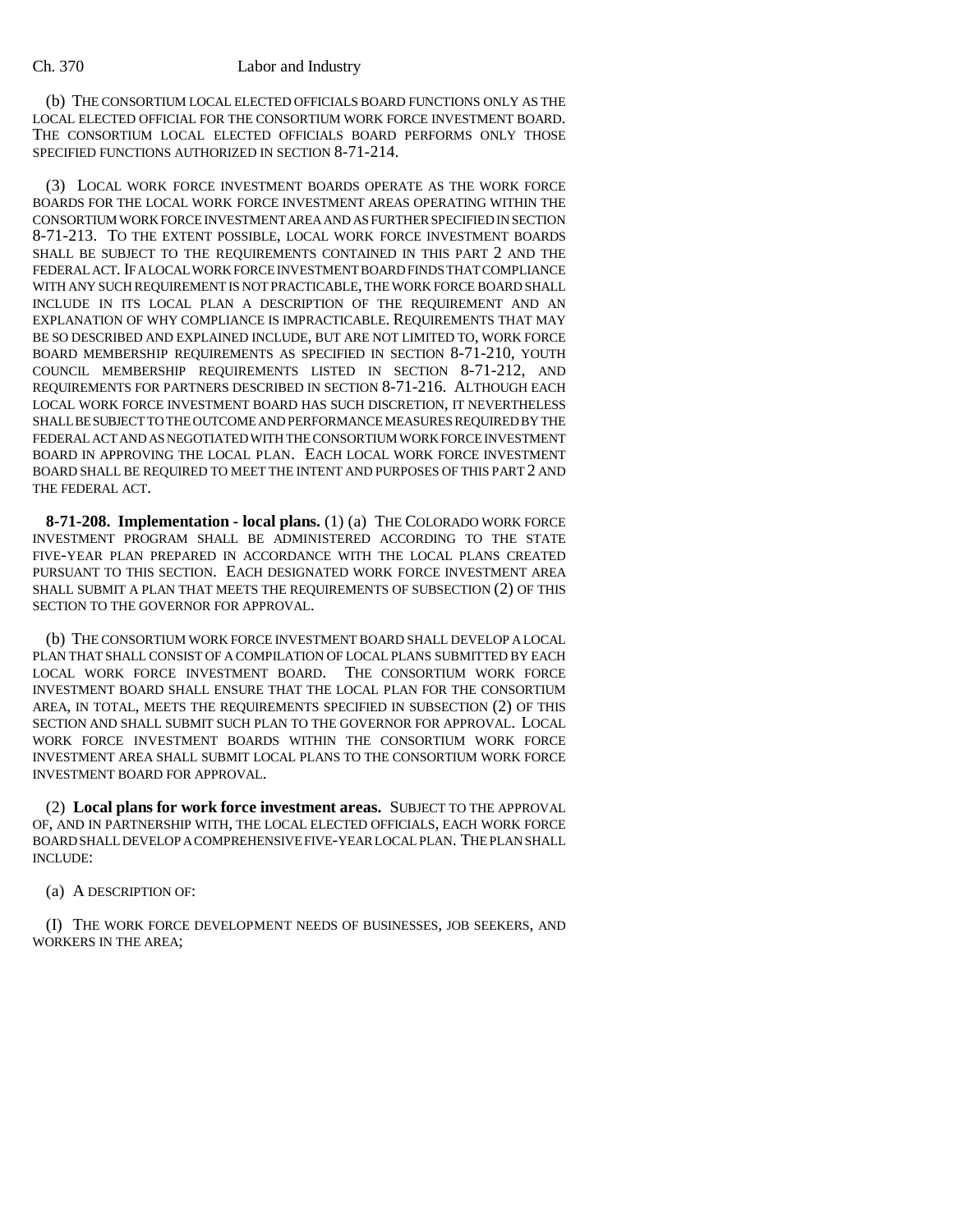(b) THE CONSORTIUM LOCAL ELECTED OFFICIALS BOARD FUNCTIONS ONLY AS THE LOCAL ELECTED OFFICIAL FOR THE CONSORTIUM WORK FORCE INVESTMENT BOARD. THE CONSORTIUM LOCAL ELECTED OFFICIALS BOARD PERFORMS ONLY THOSE SPECIFIED FUNCTIONS AUTHORIZED IN SECTION 8-71-214.

(3) LOCAL WORK FORCE INVESTMENT BOARDS OPERATE AS THE WORK FORCE BOARDS FOR THE LOCAL WORK FORCE INVESTMENT AREAS OPERATING WITHIN THE CONSORTIUM WORK FORCE INVESTMENT AREA AND AS FURTHER SPECIFIED IN SECTION 8-71-213. TO THE EXTENT POSSIBLE, LOCAL WORK FORCE INVESTMENT BOARDS SHALL BE SUBJECT TO THE REQUIREMENTS CONTAINED IN THIS PART 2 AND THE FEDERAL ACT. IF A LOCAL WORK FORCE INVESTMENT BOARD FINDS THAT COMPLIANCE WITH ANY SUCH REQUIREMENT IS NOT PRACTICABLE, THE WORK FORCE BOARD SHALL INCLUDE IN ITS LOCAL PLAN A DESCRIPTION OF THE REQUIREMENT AND AN EXPLANATION OF WHY COMPLIANCE IS IMPRACTICABLE. REQUIREMENTS THAT MAY BE SO DESCRIBED AND EXPLAINED INCLUDE, BUT ARE NOT LIMITED TO, WORK FORCE BOARD MEMBERSHIP REQUIREMENTS AS SPECIFIED IN SECTION 8-71-210, YOUTH COUNCIL MEMBERSHIP REQUIREMENTS LISTED IN SECTION 8-71-212, AND REQUIREMENTS FOR PARTNERS DESCRIBED IN SECTION 8-71-216. ALTHOUGH EACH LOCAL WORK FORCE INVESTMENT BOARD HAS SUCH DISCRETION, IT NEVERTHELESS SHALL BE SUBJECT TO THE OUTCOME AND PERFORMANCE MEASURES REQUIRED BY THE FEDERAL ACT AND AS NEGOTIATED WITH THE CONSORTIUM WORK FORCE INVESTMENT BOARD IN APPROVING THE LOCAL PLAN. EACH LOCAL WORK FORCE INVESTMENT BOARD SHALL BE REQUIRED TO MEET THE INTENT AND PURPOSES OF THIS PART 2 AND THE FEDERAL ACT.

**8-71-208. Implementation - local plans.** (1) (a) THE COLORADO WORK FORCE INVESTMENT PROGRAM SHALL BE ADMINISTERED ACCORDING TO THE STATE FIVE-YEAR PLAN PREPARED IN ACCORDANCE WITH THE LOCAL PLANS CREATED PURSUANT TO THIS SECTION. EACH DESIGNATED WORK FORCE INVESTMENT AREA SHALL SUBMIT A PLAN THAT MEETS THE REQUIREMENTS OF SUBSECTION (2) OF THIS SECTION TO THE GOVERNOR FOR APPROVAL.

(b) THE CONSORTIUM WORK FORCE INVESTMENT BOARD SHALL DEVELOP A LOCAL PLAN THAT SHALL CONSIST OF A COMPILATION OF LOCAL PLANS SUBMITTED BY EACH LOCAL WORK FORCE INVESTMENT BOARD. THE CONSORTIUM WORK FORCE INVESTMENT BOARD SHALL ENSURE THAT THE LOCAL PLAN FOR THE CONSORTIUM AREA, IN TOTAL, MEETS THE REQUIREMENTS SPECIFIED IN SUBSECTION (2) OF THIS SECTION AND SHALL SUBMIT SUCH PLAN TO THE GOVERNOR FOR APPROVAL. LOCAL WORK FORCE INVESTMENT BOARDS WITHIN THE CONSORTIUM WORK FORCE INVESTMENT AREA SHALL SUBMIT LOCAL PLANS TO THE CONSORTIUM WORK FORCE INVESTMENT BOARD FOR APPROVAL.

(2) **Local plans for work force investment areas.** SUBJECT TO THE APPROVAL OF, AND IN PARTNERSHIP WITH, THE LOCAL ELECTED OFFICIALS, EACH WORK FORCE BOARD SHALL DEVELOP A COMPREHENSIVE FIVE-YEAR LOCAL PLAN. THE PLAN SHALL INCLUDE:

(a) A DESCRIPTION OF:

(I) THE WORK FORCE DEVELOPMENT NEEDS OF BUSINESSES, JOB SEEKERS, AND WORKERS IN THE AREA;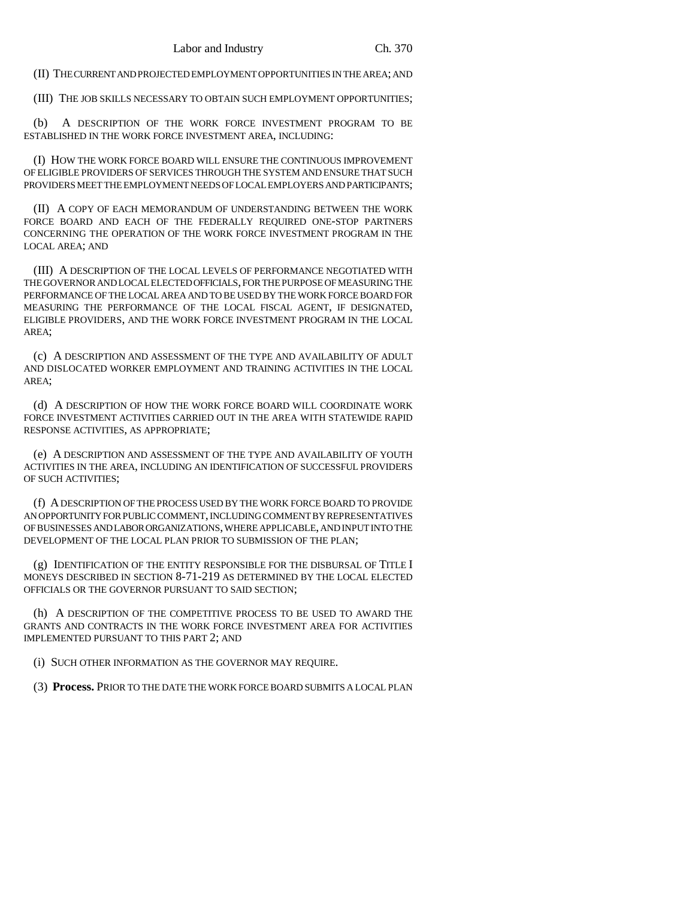(II) THE CURRENT AND PROJECTED EMPLOYMENT OPPORTUNITIES IN THE AREA; AND

(III) THE JOB SKILLS NECESSARY TO OBTAIN SUCH EMPLOYMENT OPPORTUNITIES;

(b) A DESCRIPTION OF THE WORK FORCE INVESTMENT PROGRAM TO BE ESTABLISHED IN THE WORK FORCE INVESTMENT AREA, INCLUDING:

(I) HOW THE WORK FORCE BOARD WILL ENSURE THE CONTINUOUS IMPROVEMENT OF ELIGIBLE PROVIDERS OF SERVICES THROUGH THE SYSTEM AND ENSURE THAT SUCH PROVIDERS MEET THE EMPLOYMENT NEEDS OF LOCAL EMPLOYERS AND PARTICIPANTS;

(II) A COPY OF EACH MEMORANDUM OF UNDERSTANDING BETWEEN THE WORK FORCE BOARD AND EACH OF THE FEDERALLY REQUIRED ONE-STOP PARTNERS CONCERNING THE OPERATION OF THE WORK FORCE INVESTMENT PROGRAM IN THE LOCAL AREA; AND

(III) A DESCRIPTION OF THE LOCAL LEVELS OF PERFORMANCE NEGOTIATED WITH THE GOVERNOR AND LOCAL ELECTED OFFICIALS, FOR THE PURPOSE OF MEASURING THE PERFORMANCE OF THE LOCAL AREA AND TO BE USED BY THE WORK FORCE BOARD FOR MEASURING THE PERFORMANCE OF THE LOCAL FISCAL AGENT, IF DESIGNATED, ELIGIBLE PROVIDERS, AND THE WORK FORCE INVESTMENT PROGRAM IN THE LOCAL AREA;

(c) A DESCRIPTION AND ASSESSMENT OF THE TYPE AND AVAILABILITY OF ADULT AND DISLOCATED WORKER EMPLOYMENT AND TRAINING ACTIVITIES IN THE LOCAL AREA;

(d) A DESCRIPTION OF HOW THE WORK FORCE BOARD WILL COORDINATE WORK FORCE INVESTMENT ACTIVITIES CARRIED OUT IN THE AREA WITH STATEWIDE RAPID RESPONSE ACTIVITIES, AS APPROPRIATE;

(e) A DESCRIPTION AND ASSESSMENT OF THE TYPE AND AVAILABILITY OF YOUTH ACTIVITIES IN THE AREA, INCLUDING AN IDENTIFICATION OF SUCCESSFUL PROVIDERS OF SUCH ACTIVITIES;

(f) A DESCRIPTION OF THE PROCESS USED BY THE WORK FORCE BOARD TO PROVIDE AN OPPORTUNITY FOR PUBLIC COMMENT, INCLUDING COMMENT BY REPRESENTATIVES OF BUSINESSES AND LABOR ORGANIZATIONS, WHERE APPLICABLE, AND INPUT INTO THE DEVELOPMENT OF THE LOCAL PLAN PRIOR TO SUBMISSION OF THE PLAN;

(g) IDENTIFICATION OF THE ENTITY RESPONSIBLE FOR THE DISBURSAL OF TITLE I MONEYS DESCRIBED IN SECTION 8-71-219 AS DETERMINED BY THE LOCAL ELECTED OFFICIALS OR THE GOVERNOR PURSUANT TO SAID SECTION;

(h) A DESCRIPTION OF THE COMPETITIVE PROCESS TO BE USED TO AWARD THE GRANTS AND CONTRACTS IN THE WORK FORCE INVESTMENT AREA FOR ACTIVITIES IMPLEMENTED PURSUANT TO THIS PART 2; AND

(i) SUCH OTHER INFORMATION AS THE GOVERNOR MAY REQUIRE.

(3) **Process.** PRIOR TO THE DATE THE WORK FORCE BOARD SUBMITS A LOCAL PLAN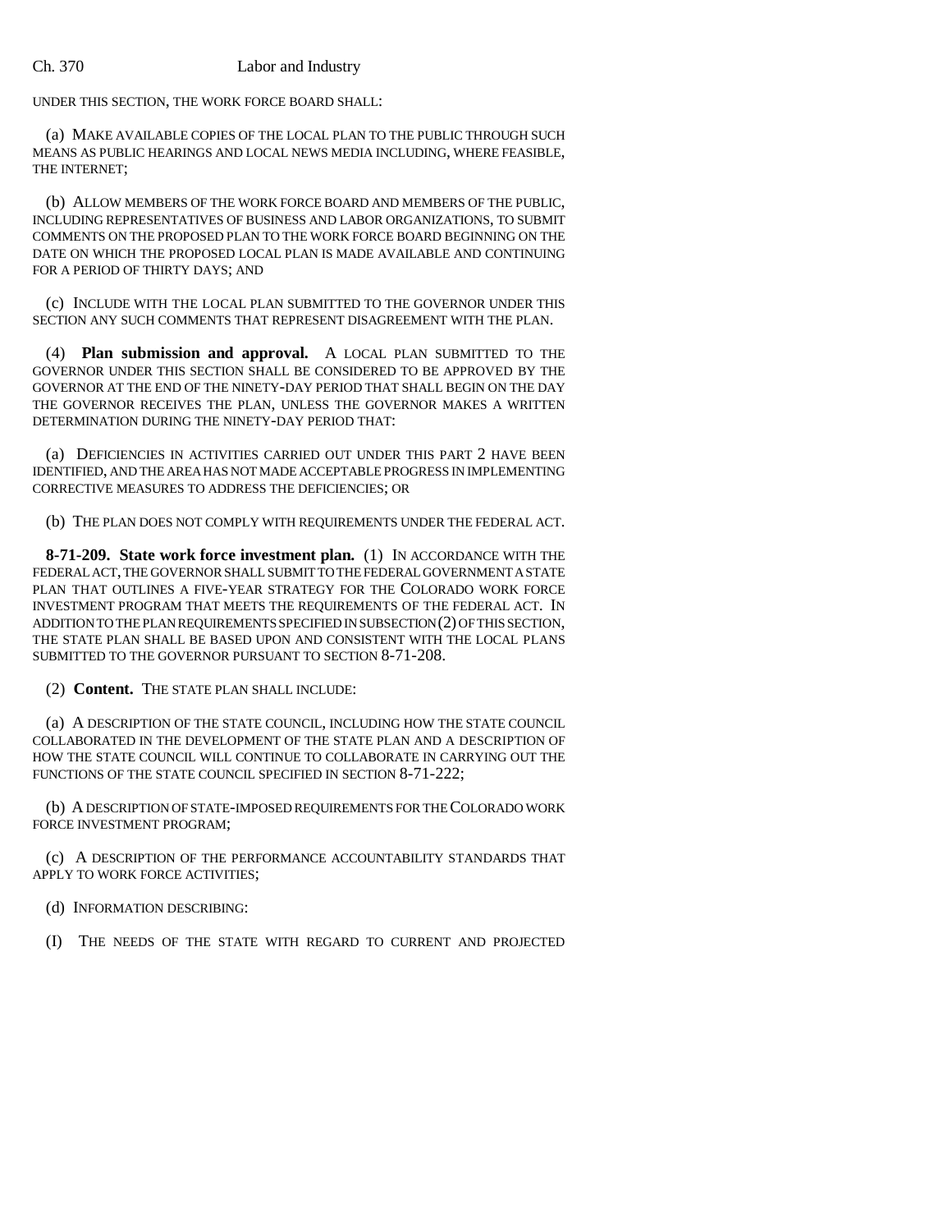UNDER THIS SECTION, THE WORK FORCE BOARD SHALL:

(a) MAKE AVAILABLE COPIES OF THE LOCAL PLAN TO THE PUBLIC THROUGH SUCH MEANS AS PUBLIC HEARINGS AND LOCAL NEWS MEDIA INCLUDING, WHERE FEASIBLE, THE INTERNET;

(b) ALLOW MEMBERS OF THE WORK FORCE BOARD AND MEMBERS OF THE PUBLIC, INCLUDING REPRESENTATIVES OF BUSINESS AND LABOR ORGANIZATIONS, TO SUBMIT COMMENTS ON THE PROPOSED PLAN TO THE WORK FORCE BOARD BEGINNING ON THE DATE ON WHICH THE PROPOSED LOCAL PLAN IS MADE AVAILABLE AND CONTINUING FOR A PERIOD OF THIRTY DAYS; AND

(c) INCLUDE WITH THE LOCAL PLAN SUBMITTED TO THE GOVERNOR UNDER THIS SECTION ANY SUCH COMMENTS THAT REPRESENT DISAGREEMENT WITH THE PLAN.

(4) **Plan submission and approval.** A LOCAL PLAN SUBMITTED TO THE GOVERNOR UNDER THIS SECTION SHALL BE CONSIDERED TO BE APPROVED BY THE GOVERNOR AT THE END OF THE NINETY-DAY PERIOD THAT SHALL BEGIN ON THE DAY THE GOVERNOR RECEIVES THE PLAN, UNLESS THE GOVERNOR MAKES A WRITTEN DETERMINATION DURING THE NINETY-DAY PERIOD THAT:

(a) DEFICIENCIES IN ACTIVITIES CARRIED OUT UNDER THIS PART 2 HAVE BEEN IDENTIFIED, AND THE AREA HAS NOT MADE ACCEPTABLE PROGRESS IN IMPLEMENTING CORRECTIVE MEASURES TO ADDRESS THE DEFICIENCIES; OR

(b) THE PLAN DOES NOT COMPLY WITH REQUIREMENTS UNDER THE FEDERAL ACT.

**8-71-209. State work force investment plan.** (1) IN ACCORDANCE WITH THE FEDERAL ACT, THE GOVERNOR SHALL SUBMIT TO THE FEDERAL GOVERNMENT A STATE PLAN THAT OUTLINES A FIVE-YEAR STRATEGY FOR THE COLORADO WORK FORCE INVESTMENT PROGRAM THAT MEETS THE REQUIREMENTS OF THE FEDERAL ACT. IN ADDITION TO THE PLAN REQUIREMENTS SPECIFIED IN SUBSECTION (2) OF THIS SECTION, THE STATE PLAN SHALL BE BASED UPON AND CONSISTENT WITH THE LOCAL PLANS SUBMITTED TO THE GOVERNOR PURSUANT TO SECTION 8-71-208.

(2) **Content.** THE STATE PLAN SHALL INCLUDE:

(a) A DESCRIPTION OF THE STATE COUNCIL, INCLUDING HOW THE STATE COUNCIL COLLABORATED IN THE DEVELOPMENT OF THE STATE PLAN AND A DESCRIPTION OF HOW THE STATE COUNCIL WILL CONTINUE TO COLLABORATE IN CARRYING OUT THE FUNCTIONS OF THE STATE COUNCIL SPECIFIED IN SECTION 8-71-222;

(b) A DESCRIPTION OF STATE-IMPOSED REQUIREMENTS FOR THE COLORADO WORK FORCE INVESTMENT PROGRAM;

(c) A DESCRIPTION OF THE PERFORMANCE ACCOUNTABILITY STANDARDS THAT APPLY TO WORK FORCE ACTIVITIES;

(d) INFORMATION DESCRIBING:

(I) THE NEEDS OF THE STATE WITH REGARD TO CURRENT AND PROJECTED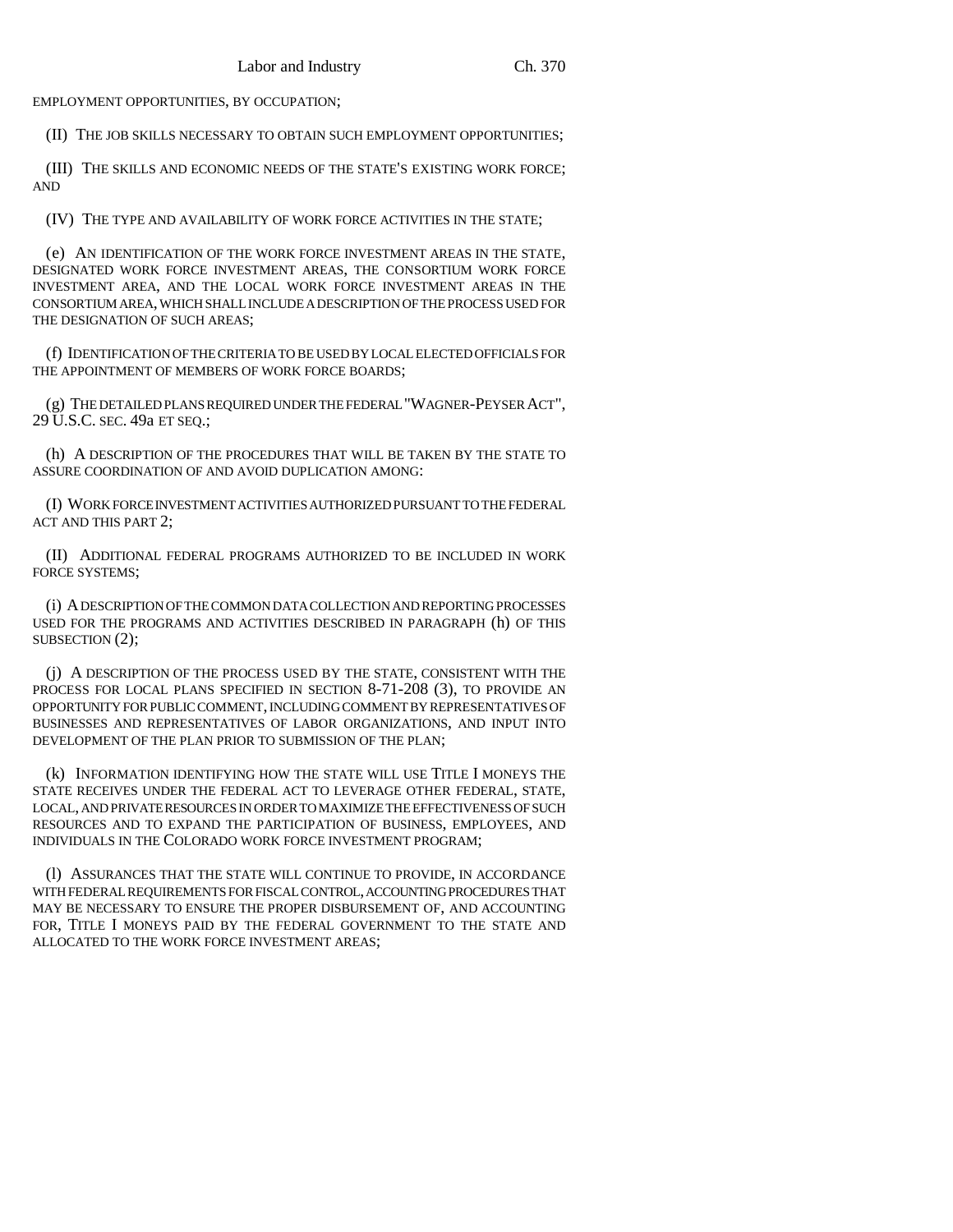EMPLOYMENT OPPORTUNITIES, BY OCCUPATION;

(II) THE JOB SKILLS NECESSARY TO OBTAIN SUCH EMPLOYMENT OPPORTUNITIES;

(III) THE SKILLS AND ECONOMIC NEEDS OF THE STATE'S EXISTING WORK FORCE; AND

(IV) THE TYPE AND AVAILABILITY OF WORK FORCE ACTIVITIES IN THE STATE;

(e) AN IDENTIFICATION OF THE WORK FORCE INVESTMENT AREAS IN THE STATE, DESIGNATED WORK FORCE INVESTMENT AREAS, THE CONSORTIUM WORK FORCE INVESTMENT AREA, AND THE LOCAL WORK FORCE INVESTMENT AREAS IN THE CONSORTIUM AREA, WHICH SHALL INCLUDE A DESCRIPTION OF THE PROCESS USED FOR THE DESIGNATION OF SUCH AREAS;

(f) IDENTIFICATION OF THE CRITERIA TO BE USED BY LOCAL ELECTED OFFICIALS FOR THE APPOINTMENT OF MEMBERS OF WORK FORCE BOARDS;

(g) THE DETAILED PLANS REQUIRED UNDER THE FEDERAL "WAGNER-PEYSER ACT", 29 U.S.C. SEC. 49a ET SEQ.;

(h) A DESCRIPTION OF THE PROCEDURES THAT WILL BE TAKEN BY THE STATE TO ASSURE COORDINATION OF AND AVOID DUPLICATION AMONG:

(I) WORK FORCE INVESTMENT ACTIVITIES AUTHORIZED PURSUANT TO THE FEDERAL ACT AND THIS PART 2;

(II) ADDITIONAL FEDERAL PROGRAMS AUTHORIZED TO BE INCLUDED IN WORK FORCE SYSTEMS;

(i) A DESCRIPTION OF THE COMMON DATA COLLECTION AND REPORTING PROCESSES USED FOR THE PROGRAMS AND ACTIVITIES DESCRIBED IN PARAGRAPH (h) OF THIS SUBSECTION (2);

(j) A DESCRIPTION OF THE PROCESS USED BY THE STATE, CONSISTENT WITH THE PROCESS FOR LOCAL PLANS SPECIFIED IN SECTION 8-71-208 (3), TO PROVIDE AN OPPORTUNITY FOR PUBLIC COMMENT, INCLUDING COMMENT BY REPRESENTATIVES OF BUSINESSES AND REPRESENTATIVES OF LABOR ORGANIZATIONS, AND INPUT INTO DEVELOPMENT OF THE PLAN PRIOR TO SUBMISSION OF THE PLAN;

(k) INFORMATION IDENTIFYING HOW THE STATE WILL USE TITLE I MONEYS THE STATE RECEIVES UNDER THE FEDERAL ACT TO LEVERAGE OTHER FEDERAL, STATE, LOCAL, AND PRIVATE RESOURCES IN ORDER TO MAXIMIZE THE EFFECTIVENESS OF SUCH RESOURCES AND TO EXPAND THE PARTICIPATION OF BUSINESS, EMPLOYEES, AND INDIVIDUALS IN THE COLORADO WORK FORCE INVESTMENT PROGRAM;

(l) ASSURANCES THAT THE STATE WILL CONTINUE TO PROVIDE, IN ACCORDANCE WITH FEDERAL REQUIREMENTS FOR FISCAL CONTROL, ACCOUNTING PROCEDURES THAT MAY BE NECESSARY TO ENSURE THE PROPER DISBURSEMENT OF, AND ACCOUNTING FOR, TITLE I MONEYS PAID BY THE FEDERAL GOVERNMENT TO THE STATE AND ALLOCATED TO THE WORK FORCE INVESTMENT AREAS;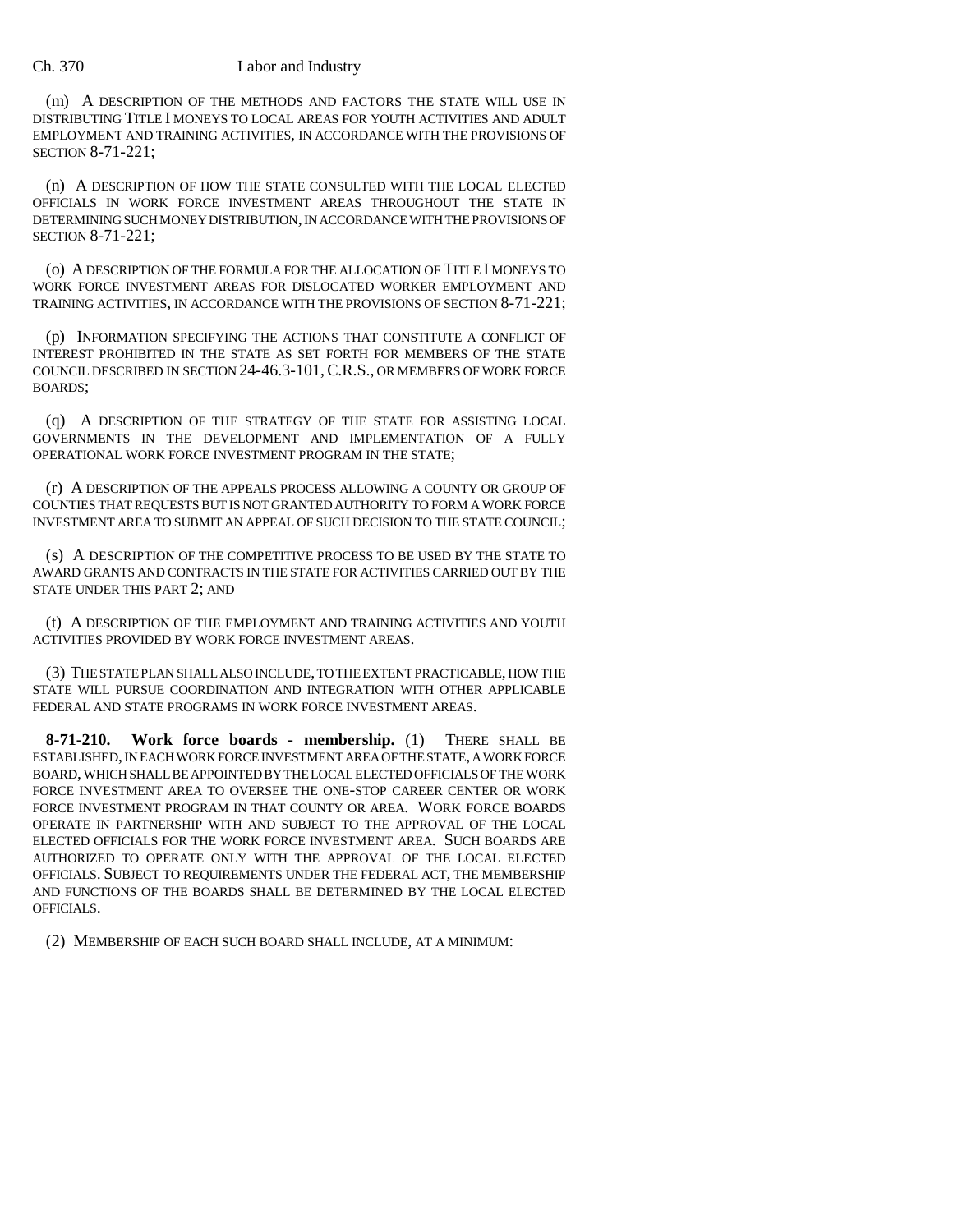(m) A DESCRIPTION OF THE METHODS AND FACTORS THE STATE WILL USE IN DISTRIBUTING TITLE I MONEYS TO LOCAL AREAS FOR YOUTH ACTIVITIES AND ADULT EMPLOYMENT AND TRAINING ACTIVITIES, IN ACCORDANCE WITH THE PROVISIONS OF SECTION 8-71-221;

(n) A DESCRIPTION OF HOW THE STATE CONSULTED WITH THE LOCAL ELECTED OFFICIALS IN WORK FORCE INVESTMENT AREAS THROUGHOUT THE STATE IN DETERMINING SUCH MONEY DISTRIBUTION, IN ACCORDANCE WITH THE PROVISIONS OF SECTION 8-71-221;

(o) A DESCRIPTION OF THE FORMULA FOR THE ALLOCATION OF TITLE I MONEYS TO WORK FORCE INVESTMENT AREAS FOR DISLOCATED WORKER EMPLOYMENT AND TRAINING ACTIVITIES, IN ACCORDANCE WITH THE PROVISIONS OF SECTION 8-71-221;

(p) INFORMATION SPECIFYING THE ACTIONS THAT CONSTITUTE A CONFLICT OF INTEREST PROHIBITED IN THE STATE AS SET FORTH FOR MEMBERS OF THE STATE COUNCIL DESCRIBED IN SECTION 24-46.3-101, C.R.S., OR MEMBERS OF WORK FORCE BOARDS;

(q) A DESCRIPTION OF THE STRATEGY OF THE STATE FOR ASSISTING LOCAL GOVERNMENTS IN THE DEVELOPMENT AND IMPLEMENTATION OF A FULLY OPERATIONAL WORK FORCE INVESTMENT PROGRAM IN THE STATE;

(r) A DESCRIPTION OF THE APPEALS PROCESS ALLOWING A COUNTY OR GROUP OF COUNTIES THAT REQUESTS BUT IS NOT GRANTED AUTHORITY TO FORM A WORK FORCE INVESTMENT AREA TO SUBMIT AN APPEAL OF SUCH DECISION TO THE STATE COUNCIL;

(s) A DESCRIPTION OF THE COMPETITIVE PROCESS TO BE USED BY THE STATE TO AWARD GRANTS AND CONTRACTS IN THE STATE FOR ACTIVITIES CARRIED OUT BY THE STATE UNDER THIS PART 2; AND

(t) A DESCRIPTION OF THE EMPLOYMENT AND TRAINING ACTIVITIES AND YOUTH ACTIVITIES PROVIDED BY WORK FORCE INVESTMENT AREAS.

(3) THE STATE PLAN SHALL ALSO INCLUDE, TO THE EXTENT PRACTICABLE, HOW THE STATE WILL PURSUE COORDINATION AND INTEGRATION WITH OTHER APPLICABLE FEDERAL AND STATE PROGRAMS IN WORK FORCE INVESTMENT AREAS.

**8-71-210. Work force boards - membership.** (1) THERE SHALL BE ESTABLISHED, IN EACH WORK FORCE INVESTMENT AREA OF THE STATE, A WORK FORCE BOARD, WHICH SHALL BE APPOINTED BY THE LOCAL ELECTED OFFICIALS OF THE WORK FORCE INVESTMENT AREA TO OVERSEE THE ONE-STOP CAREER CENTER OR WORK FORCE INVESTMENT PROGRAM IN THAT COUNTY OR AREA. WORK FORCE BOARDS OPERATE IN PARTNERSHIP WITH AND SUBJECT TO THE APPROVAL OF THE LOCAL ELECTED OFFICIALS FOR THE WORK FORCE INVESTMENT AREA. SUCH BOARDS ARE AUTHORIZED TO OPERATE ONLY WITH THE APPROVAL OF THE LOCAL ELECTED OFFICIALS. SUBJECT TO REQUIREMENTS UNDER THE FEDERAL ACT, THE MEMBERSHIP AND FUNCTIONS OF THE BOARDS SHALL BE DETERMINED BY THE LOCAL ELECTED OFFICIALS.

(2) MEMBERSHIP OF EACH SUCH BOARD SHALL INCLUDE, AT A MINIMUM: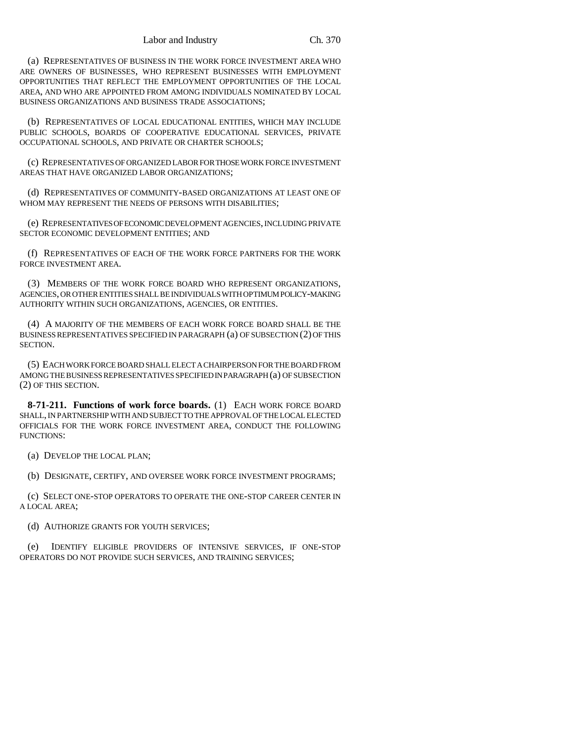(a) REPRESENTATIVES OF BUSINESS IN THE WORK FORCE INVESTMENT AREA WHO ARE OWNERS OF BUSINESSES, WHO REPRESENT BUSINESSES WITH EMPLOYMENT OPPORTUNITIES THAT REFLECT THE EMPLOYMENT OPPORTUNITIES OF THE LOCAL AREA, AND WHO ARE APPOINTED FROM AMONG INDIVIDUALS NOMINATED BY LOCAL BUSINESS ORGANIZATIONS AND BUSINESS TRADE ASSOCIATIONS;

(b) REPRESENTATIVES OF LOCAL EDUCATIONAL ENTITIES, WHICH MAY INCLUDE PUBLIC SCHOOLS, BOARDS OF COOPERATIVE EDUCATIONAL SERVICES, PRIVATE OCCUPATIONAL SCHOOLS, AND PRIVATE OR CHARTER SCHOOLS;

(c) REPRESENTATIVES OF ORGANIZED LABOR FOR THOSE WORK FORCE INVESTMENT AREAS THAT HAVE ORGANIZED LABOR ORGANIZATIONS;

(d) REPRESENTATIVES OF COMMUNITY-BASED ORGANIZATIONS AT LEAST ONE OF WHOM MAY REPRESENT THE NEEDS OF PERSONS WITH DISABILITIES;

(e) REPRESENTATIVES OF ECONOMIC DEVELOPMENT AGENCIES, INCLUDING PRIVATE SECTOR ECONOMIC DEVELOPMENT ENTITIES; AND

(f) REPRESENTATIVES OF EACH OF THE WORK FORCE PARTNERS FOR THE WORK FORCE INVESTMENT AREA.

(3) MEMBERS OF THE WORK FORCE BOARD WHO REPRESENT ORGANIZATIONS, AGENCIES, OR OTHER ENTITIES SHALL BE INDIVIDUALS WITH OPTIMUM POLICY-MAKING AUTHORITY WITHIN SUCH ORGANIZATIONS, AGENCIES, OR ENTITIES.

(4) A MAJORITY OF THE MEMBERS OF EACH WORK FORCE BOARD SHALL BE THE BUSINESS REPRESENTATIVES SPECIFIED IN PARAGRAPH (a) OF SUBSECTION (2) OF THIS SECTION.

(5) EACH WORK FORCE BOARD SHALL ELECT A CHAIRPERSON FOR THE BOARD FROM AMONG THE BUSINESS REPRESENTATIVES SPECIFIED IN PARAGRAPH (a) OF SUBSECTION (2) OF THIS SECTION.

**8-71-211. Functions of work force boards.** (1) EACH WORK FORCE BOARD SHALL, IN PARTNERSHIP WITH AND SUBJECT TO THE APPROVAL OF THE LOCAL ELECTED OFFICIALS FOR THE WORK FORCE INVESTMENT AREA, CONDUCT THE FOLLOWING FUNCTIONS:

(a) DEVELOP THE LOCAL PLAN;

(b) DESIGNATE, CERTIFY, AND OVERSEE WORK FORCE INVESTMENT PROGRAMS;

(c) SELECT ONE-STOP OPERATORS TO OPERATE THE ONE-STOP CAREER CENTER IN A LOCAL AREA;

(d) AUTHORIZE GRANTS FOR YOUTH SERVICES;

(e) IDENTIFY ELIGIBLE PROVIDERS OF INTENSIVE SERVICES, IF ONE-STOP OPERATORS DO NOT PROVIDE SUCH SERVICES, AND TRAINING SERVICES;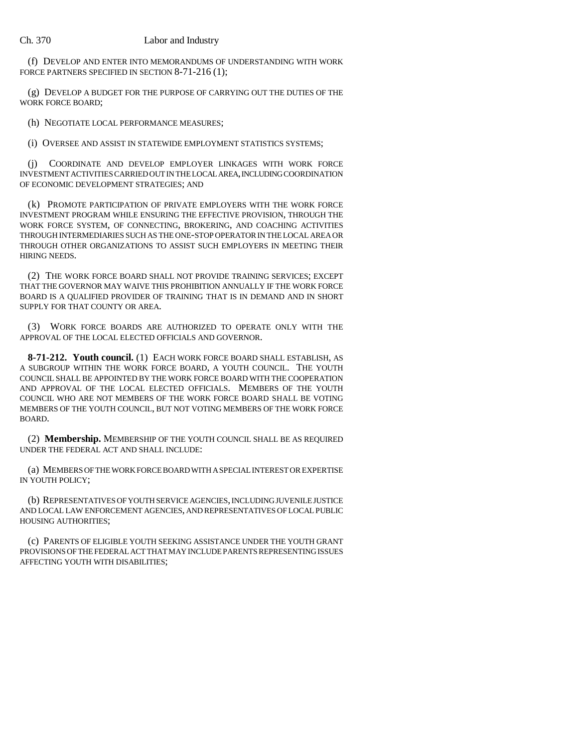(f) DEVELOP AND ENTER INTO MEMORANDUMS OF UNDERSTANDING WITH WORK FORCE PARTNERS SPECIFIED IN SECTION 8-71-216 (1);

(g) DEVELOP A BUDGET FOR THE PURPOSE OF CARRYING OUT THE DUTIES OF THE WORK FORCE BOARD;

(h) NEGOTIATE LOCAL PERFORMANCE MEASURES;

(i) OVERSEE AND ASSIST IN STATEWIDE EMPLOYMENT STATISTICS SYSTEMS;

(j) COORDINATE AND DEVELOP EMPLOYER LINKAGES WITH WORK FORCE INVESTMENT ACTIVITIES CARRIED OUT IN THE LOCAL AREA, INCLUDING COORDINATION OF ECONOMIC DEVELOPMENT STRATEGIES; AND

(k) PROMOTE PARTICIPATION OF PRIVATE EMPLOYERS WITH THE WORK FORCE INVESTMENT PROGRAM WHILE ENSURING THE EFFECTIVE PROVISION, THROUGH THE WORK FORCE SYSTEM, OF CONNECTING, BROKERING, AND COACHING ACTIVITIES THROUGH INTERMEDIARIES SUCH AS THE ONE-STOP OPERATOR IN THE LOCAL AREA OR THROUGH OTHER ORGANIZATIONS TO ASSIST SUCH EMPLOYERS IN MEETING THEIR HIRING NEEDS.

(2) THE WORK FORCE BOARD SHALL NOT PROVIDE TRAINING SERVICES; EXCEPT THAT THE GOVERNOR MAY WAIVE THIS PROHIBITION ANNUALLY IF THE WORK FORCE BOARD IS A QUALIFIED PROVIDER OF TRAINING THAT IS IN DEMAND AND IN SHORT SUPPLY FOR THAT COUNTY OR AREA.

(3) WORK FORCE BOARDS ARE AUTHORIZED TO OPERATE ONLY WITH THE APPROVAL OF THE LOCAL ELECTED OFFICIALS AND GOVERNOR.

**8-71-212. Youth council.** (1) EACH WORK FORCE BOARD SHALL ESTABLISH, AS A SUBGROUP WITHIN THE WORK FORCE BOARD, A YOUTH COUNCIL. THE YOUTH COUNCIL SHALL BE APPOINTED BY THE WORK FORCE BOARD WITH THE COOPERATION AND APPROVAL OF THE LOCAL ELECTED OFFICIALS. MEMBERS OF THE YOUTH COUNCIL WHO ARE NOT MEMBERS OF THE WORK FORCE BOARD SHALL BE VOTING MEMBERS OF THE YOUTH COUNCIL, BUT NOT VOTING MEMBERS OF THE WORK FORCE BOARD.

(2) **Membership.** MEMBERSHIP OF THE YOUTH COUNCIL SHALL BE AS REQUIRED UNDER THE FEDERAL ACT AND SHALL INCLUDE:

(a) MEMBERS OF THE WORK FORCE BOARD WITH A SPECIAL INTEREST OR EXPERTISE IN YOUTH POLICY;

(b) REPRESENTATIVES OF YOUTH SERVICE AGENCIES, INCLUDING JUVENILE JUSTICE AND LOCAL LAW ENFORCEMENT AGENCIES, AND REPRESENTATIVES OF LOCAL PUBLIC HOUSING AUTHORITIES;

(c) PARENTS OF ELIGIBLE YOUTH SEEKING ASSISTANCE UNDER THE YOUTH GRANT PROVISIONS OF THE FEDERAL ACT THAT MAY INCLUDE PARENTS REPRESENTING ISSUES AFFECTING YOUTH WITH DISABILITIES;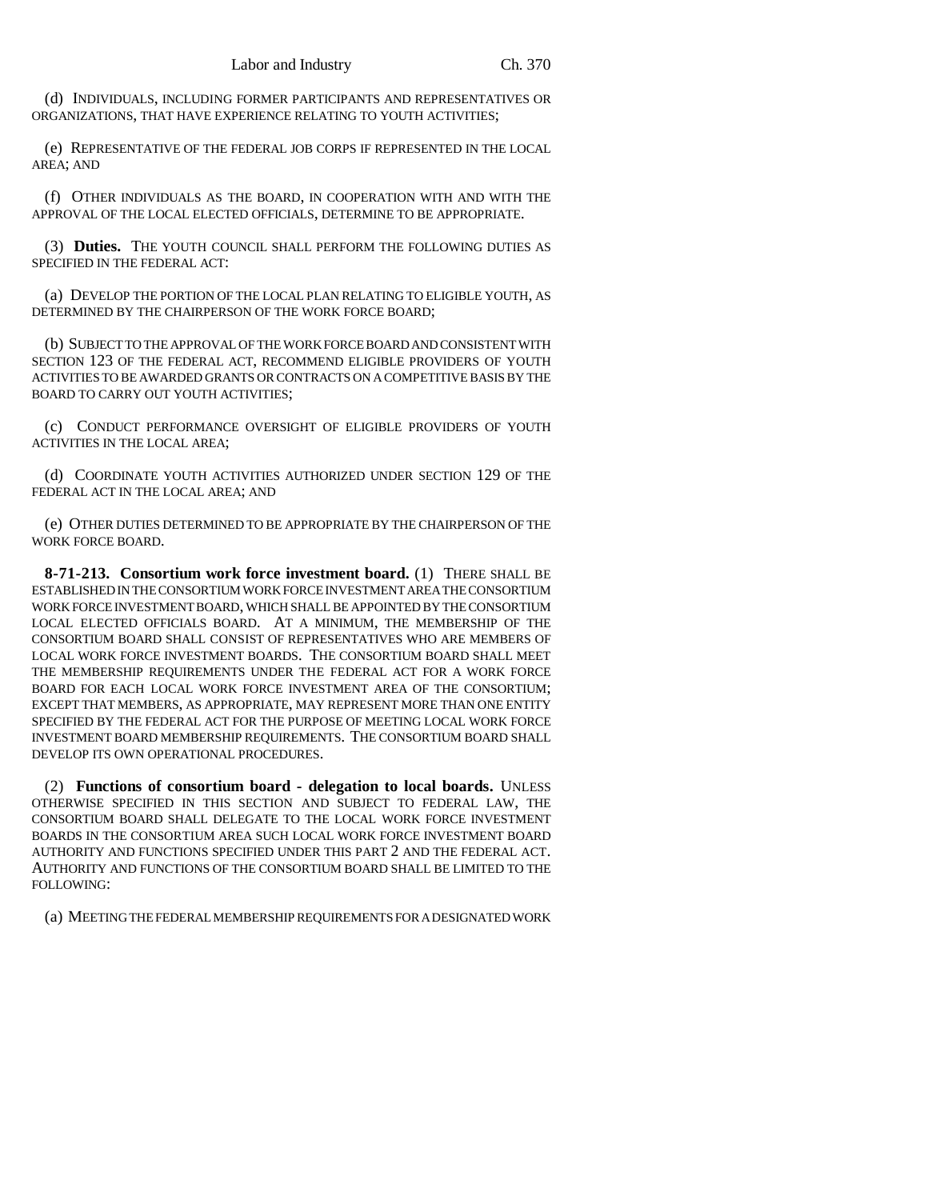(d) INDIVIDUALS, INCLUDING FORMER PARTICIPANTS AND REPRESENTATIVES OR ORGANIZATIONS, THAT HAVE EXPERIENCE RELATING TO YOUTH ACTIVITIES;

(e) REPRESENTATIVE OF THE FEDERAL JOB CORPS IF REPRESENTED IN THE LOCAL AREA; AND

(f) OTHER INDIVIDUALS AS THE BOARD, IN COOPERATION WITH AND WITH THE APPROVAL OF THE LOCAL ELECTED OFFICIALS, DETERMINE TO BE APPROPRIATE.

(3) **Duties.** THE YOUTH COUNCIL SHALL PERFORM THE FOLLOWING DUTIES AS SPECIFIED IN THE FEDERAL ACT:

(a) DEVELOP THE PORTION OF THE LOCAL PLAN RELATING TO ELIGIBLE YOUTH, AS DETERMINED BY THE CHAIRPERSON OF THE WORK FORCE BOARD;

(b) SUBJECT TO THE APPROVAL OF THE WORK FORCE BOARD AND CONSISTENT WITH SECTION 123 OF THE FEDERAL ACT, RECOMMEND ELIGIBLE PROVIDERS OF YOUTH ACTIVITIES TO BE AWARDED GRANTS OR CONTRACTS ON A COMPETITIVE BASIS BY THE BOARD TO CARRY OUT YOUTH ACTIVITIES;

(c) CONDUCT PERFORMANCE OVERSIGHT OF ELIGIBLE PROVIDERS OF YOUTH ACTIVITIES IN THE LOCAL AREA;

(d) COORDINATE YOUTH ACTIVITIES AUTHORIZED UNDER SECTION 129 OF THE FEDERAL ACT IN THE LOCAL AREA; AND

(e) OTHER DUTIES DETERMINED TO BE APPROPRIATE BY THE CHAIRPERSON OF THE WORK FORCE BOARD.

**8-71-213. Consortium work force investment board.** (1) THERE SHALL BE ESTABLISHED IN THE CONSORTIUM WORK FORCE INVESTMENT AREA THE CONSORTIUM WORK FORCE INVESTMENT BOARD, WHICH SHALL BE APPOINTED BY THE CONSORTIUM LOCAL ELECTED OFFICIALS BOARD. AT A MINIMUM, THE MEMBERSHIP OF THE CONSORTIUM BOARD SHALL CONSIST OF REPRESENTATIVES WHO ARE MEMBERS OF LOCAL WORK FORCE INVESTMENT BOARDS. THE CONSORTIUM BOARD SHALL MEET THE MEMBERSHIP REQUIREMENTS UNDER THE FEDERAL ACT FOR A WORK FORCE BOARD FOR EACH LOCAL WORK FORCE INVESTMENT AREA OF THE CONSORTIUM; EXCEPT THAT MEMBERS, AS APPROPRIATE, MAY REPRESENT MORE THAN ONE ENTITY SPECIFIED BY THE FEDERAL ACT FOR THE PURPOSE OF MEETING LOCAL WORK FORCE INVESTMENT BOARD MEMBERSHIP REQUIREMENTS. THE CONSORTIUM BOARD SHALL DEVELOP ITS OWN OPERATIONAL PROCEDURES.

(2) **Functions of consortium board - delegation to local boards.** UNLESS OTHERWISE SPECIFIED IN THIS SECTION AND SUBJECT TO FEDERAL LAW, THE CONSORTIUM BOARD SHALL DELEGATE TO THE LOCAL WORK FORCE INVESTMENT BOARDS IN THE CONSORTIUM AREA SUCH LOCAL WORK FORCE INVESTMENT BOARD AUTHORITY AND FUNCTIONS SPECIFIED UNDER THIS PART 2 AND THE FEDERAL ACT. AUTHORITY AND FUNCTIONS OF THE CONSORTIUM BOARD SHALL BE LIMITED TO THE FOLLOWING:

(a) MEETING THE FEDERAL MEMBERSHIP REQUIREMENTS FOR A DESIGNATED WORK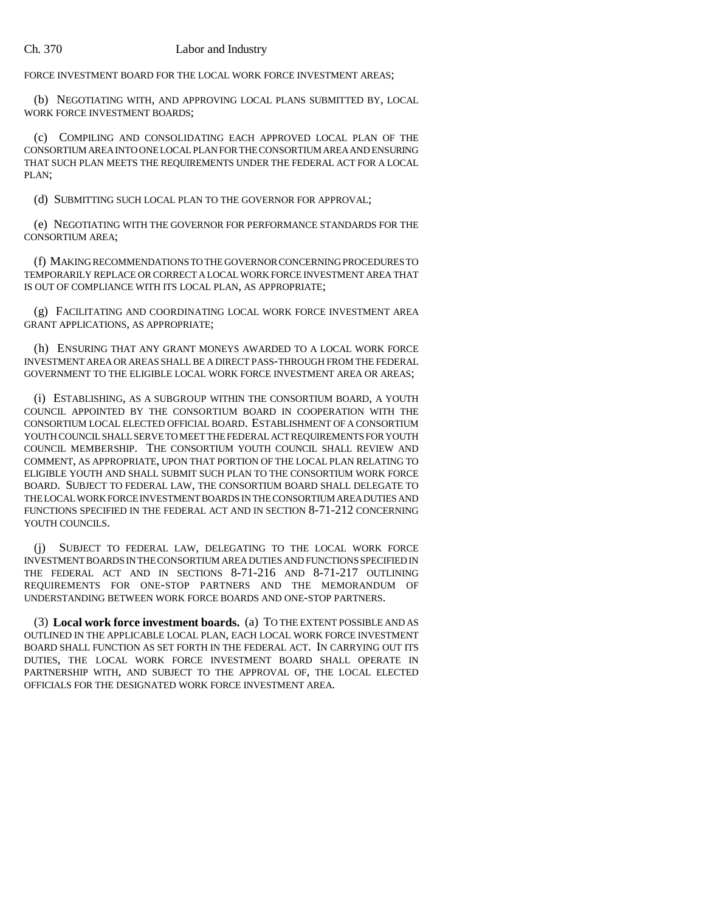FORCE INVESTMENT BOARD FOR THE LOCAL WORK FORCE INVESTMENT AREAS;

(b) NEGOTIATING WITH, AND APPROVING LOCAL PLANS SUBMITTED BY, LOCAL WORK FORCE INVESTMENT BOARDS;

(c) COMPILING AND CONSOLIDATING EACH APPROVED LOCAL PLAN OF THE CONSORTIUM AREA INTO ONE LOCAL PLAN FOR THE CONSORTIUM AREA AND ENSURING THAT SUCH PLAN MEETS THE REQUIREMENTS UNDER THE FEDERAL ACT FOR A LOCAL PLAN;

(d) SUBMITTING SUCH LOCAL PLAN TO THE GOVERNOR FOR APPROVAL;

(e) NEGOTIATING WITH THE GOVERNOR FOR PERFORMANCE STANDARDS FOR THE CONSORTIUM AREA;

(f) MAKING RECOMMENDATIONS TO THE GOVERNOR CONCERNING PROCEDURES TO TEMPORARILY REPLACE OR CORRECT A LOCAL WORK FORCE INVESTMENT AREA THAT IS OUT OF COMPLIANCE WITH ITS LOCAL PLAN, AS APPROPRIATE;

(g) FACILITATING AND COORDINATING LOCAL WORK FORCE INVESTMENT AREA GRANT APPLICATIONS, AS APPROPRIATE;

(h) ENSURING THAT ANY GRANT MONEYS AWARDED TO A LOCAL WORK FORCE INVESTMENT AREA OR AREAS SHALL BE A DIRECT PASS-THROUGH FROM THE FEDERAL GOVERNMENT TO THE ELIGIBLE LOCAL WORK FORCE INVESTMENT AREA OR AREAS;

(i) ESTABLISHING, AS A SUBGROUP WITHIN THE CONSORTIUM BOARD, A YOUTH COUNCIL APPOINTED BY THE CONSORTIUM BOARD IN COOPERATION WITH THE CONSORTIUM LOCAL ELECTED OFFICIAL BOARD. ESTABLISHMENT OF A CONSORTIUM YOUTH COUNCIL SHALL SERVE TO MEET THE FEDERAL ACT REQUIREMENTS FOR YOUTH COUNCIL MEMBERSHIP. THE CONSORTIUM YOUTH COUNCIL SHALL REVIEW AND COMMENT, AS APPROPRIATE, UPON THAT PORTION OF THE LOCAL PLAN RELATING TO ELIGIBLE YOUTH AND SHALL SUBMIT SUCH PLAN TO THE CONSORTIUM WORK FORCE BOARD. SUBJECT TO FEDERAL LAW, THE CONSORTIUM BOARD SHALL DELEGATE TO THE LOCAL WORK FORCE INVESTMENT BOARDS IN THE CONSORTIUM AREA DUTIES AND FUNCTIONS SPECIFIED IN THE FEDERAL ACT AND IN SECTION 8-71-212 CONCERNING YOUTH COUNCILS.

(j) SUBJECT TO FEDERAL LAW, DELEGATING TO THE LOCAL WORK FORCE INVESTMENT BOARDS IN THE CONSORTIUM AREA DUTIES AND FUNCTIONS SPECIFIED IN THE FEDERAL ACT AND IN SECTIONS 8-71-216 AND 8-71-217 OUTLINING REQUIREMENTS FOR ONE-STOP PARTNERS AND THE MEMORANDUM OF UNDERSTANDING BETWEEN WORK FORCE BOARDS AND ONE-STOP PARTNERS.

(3) **Local work force investment boards.** (a) TO THE EXTENT POSSIBLE AND AS OUTLINED IN THE APPLICABLE LOCAL PLAN, EACH LOCAL WORK FORCE INVESTMENT BOARD SHALL FUNCTION AS SET FORTH IN THE FEDERAL ACT. IN CARRYING OUT ITS DUTIES, THE LOCAL WORK FORCE INVESTMENT BOARD SHALL OPERATE IN PARTNERSHIP WITH, AND SUBJECT TO THE APPROVAL OF, THE LOCAL ELECTED OFFICIALS FOR THE DESIGNATED WORK FORCE INVESTMENT AREA.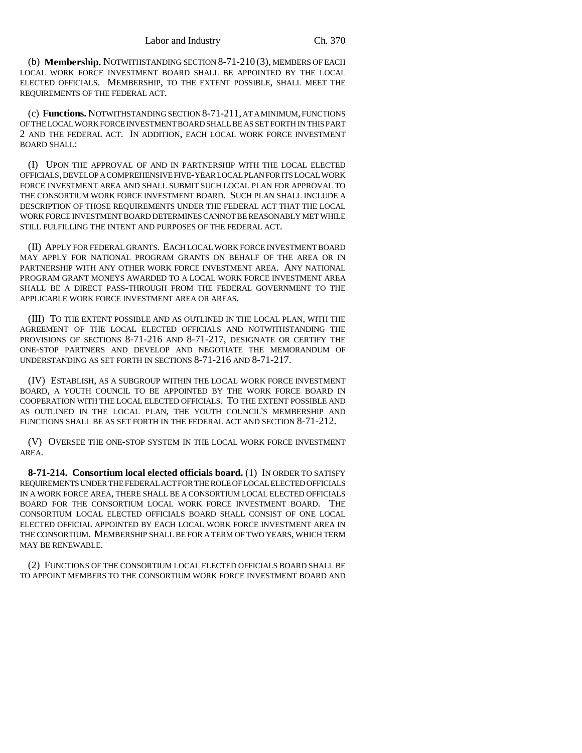(b) **Membership.** NOTWITHSTANDING SECTION 8-71-210 (3), MEMBERS OF EACH LOCAL WORK FORCE INVESTMENT BOARD SHALL BE APPOINTED BY THE LOCAL ELECTED OFFICIALS. MEMBERSHIP, TO THE EXTENT POSSIBLE, SHALL MEET THE REQUIREMENTS OF THE FEDERAL ACT.

(c) **Functions.** NOTWITHSTANDING SECTION 8-71-211, AT A MINIMUM, FUNCTIONS OF THE LOCAL WORK FORCE INVESTMENT BOARD SHALL BE AS SET FORTH IN THIS PART 2 AND THE FEDERAL ACT. IN ADDITION, EACH LOCAL WORK FORCE INVESTMENT BOARD SHALL:

(I) UPON THE APPROVAL OF AND IN PARTNERSHIP WITH THE LOCAL ELECTED OFFICIALS, DEVELOP A COMPREHENSIVE FIVE-YEAR LOCAL PLAN FOR ITS LOCAL WORK FORCE INVESTMENT AREA AND SHALL SUBMIT SUCH LOCAL PLAN FOR APPROVAL TO THE CONSORTIUM WORK FORCE INVESTMENT BOARD. SUCH PLAN SHALL INCLUDE A DESCRIPTION OF THOSE REQUIREMENTS UNDER THE FEDERAL ACT THAT THE LOCAL WORK FORCE INVESTMENT BOARD DETERMINES CANNOT BE REASONABLY MET WHILE STILL FULFILLING THE INTENT AND PURPOSES OF THE FEDERAL ACT.

(II) APPLY FOR FEDERAL GRANTS. EACH LOCAL WORK FORCE INVESTMENT BOARD MAY APPLY FOR NATIONAL PROGRAM GRANTS ON BEHALF OF THE AREA OR IN PARTNERSHIP WITH ANY OTHER WORK FORCE INVESTMENT AREA. ANY NATIONAL PROGRAM GRANT MONEYS AWARDED TO A LOCAL WORK FORCE INVESTMENT AREA SHALL BE A DIRECT PASS-THROUGH FROM THE FEDERAL GOVERNMENT TO THE APPLICABLE WORK FORCE INVESTMENT AREA OR AREAS.

(III) TO THE EXTENT POSSIBLE AND AS OUTLINED IN THE LOCAL PLAN, WITH THE AGREEMENT OF THE LOCAL ELECTED OFFICIALS AND NOTWITHSTANDING THE PROVISIONS OF SECTIONS 8-71-216 AND 8-71-217, DESIGNATE OR CERTIFY THE ONE-STOP PARTNERS AND DEVELOP AND NEGOTIATE THE MEMORANDUM OF UNDERSTANDING AS SET FORTH IN SECTIONS 8-71-216 AND 8-71-217.

(IV) ESTABLISH, AS A SUBGROUP WITHIN THE LOCAL WORK FORCE INVESTMENT BOARD, A YOUTH COUNCIL TO BE APPOINTED BY THE WORK FORCE BOARD IN COOPERATION WITH THE LOCAL ELECTED OFFICIALS. TO THE EXTENT POSSIBLE AND AS OUTLINED IN THE LOCAL PLAN, THE YOUTH COUNCIL'S MEMBERSHIP AND FUNCTIONS SHALL BE AS SET FORTH IN THE FEDERAL ACT AND SECTION 8-71-212.

(V) OVERSEE THE ONE-STOP SYSTEM IN THE LOCAL WORK FORCE INVESTMENT AREA.

**8-71-214. Consortium local elected officials board.** (1) IN ORDER TO SATISFY REQUIREMENTS UNDER THE FEDERAL ACT FOR THE ROLE OF LOCAL ELECTED OFFICIALS IN A WORK FORCE AREA, THERE SHALL BE A CONSORTIUM LOCAL ELECTED OFFICIALS BOARD FOR THE CONSORTIUM LOCAL WORK FORCE INVESTMENT BOARD. THE CONSORTIUM LOCAL ELECTED OFFICIALS BOARD SHALL CONSIST OF ONE LOCAL ELECTED OFFICIAL APPOINTED BY EACH LOCAL WORK FORCE INVESTMENT AREA IN THE CONSORTIUM. MEMBERSHIP SHALL BE FOR A TERM OF TWO YEARS, WHICH TERM MAY BE RENEWABLE.

(2) FUNCTIONS OF THE CONSORTIUM LOCAL ELECTED OFFICIALS BOARD SHALL BE TO APPOINT MEMBERS TO THE CONSORTIUM WORK FORCE INVESTMENT BOARD AND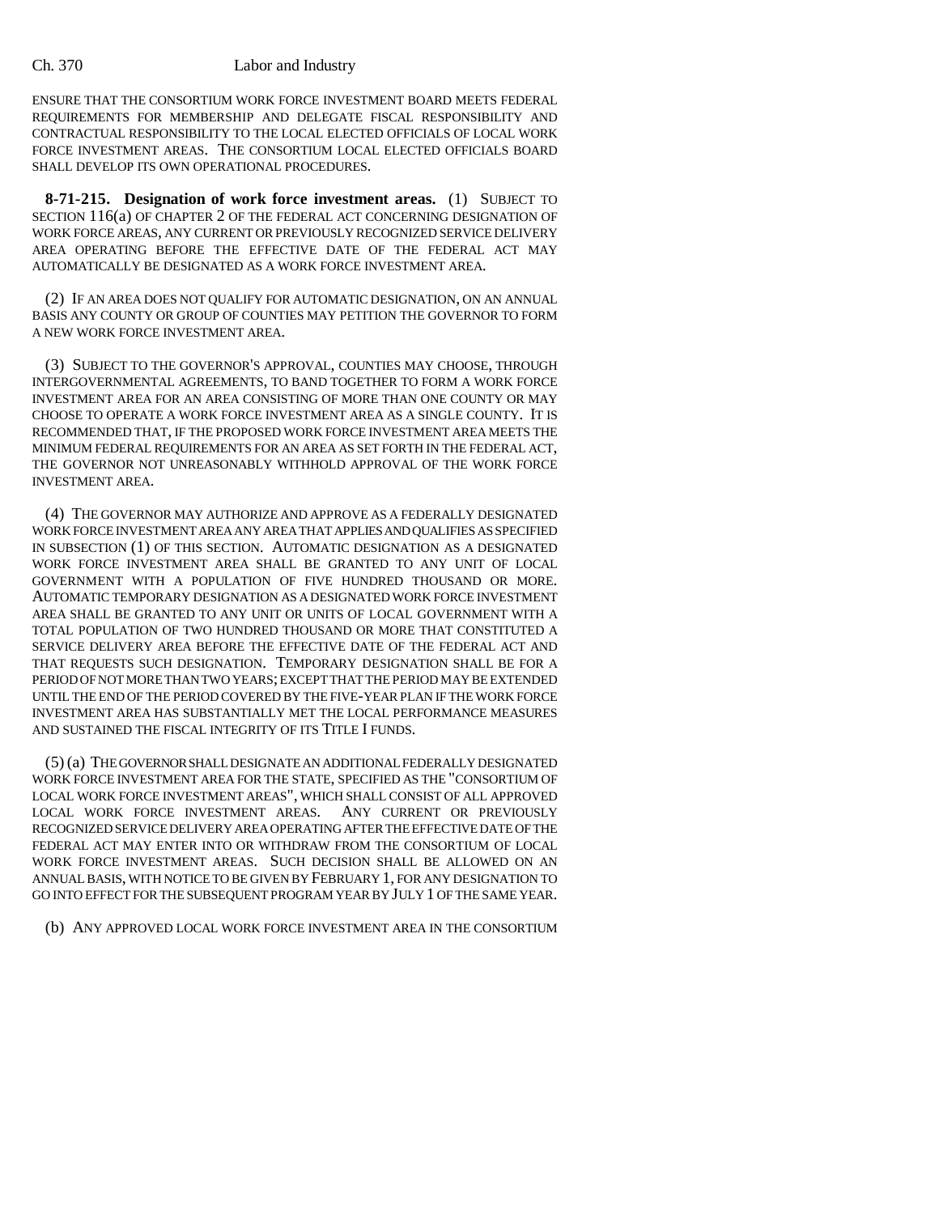ENSURE THAT THE CONSORTIUM WORK FORCE INVESTMENT BOARD MEETS FEDERAL REQUIREMENTS FOR MEMBERSHIP AND DELEGATE FISCAL RESPONSIBILITY AND CONTRACTUAL RESPONSIBILITY TO THE LOCAL ELECTED OFFICIALS OF LOCAL WORK FORCE INVESTMENT AREAS. THE CONSORTIUM LOCAL ELECTED OFFICIALS BOARD SHALL DEVELOP ITS OWN OPERATIONAL PROCEDURES.

**8-71-215. Designation of work force investment areas.** (1) SUBJECT TO SECTION 116(a) OF CHAPTER 2 OF THE FEDERAL ACT CONCERNING DESIGNATION OF WORK FORCE AREAS, ANY CURRENT OR PREVIOUSLY RECOGNIZED SERVICE DELIVERY AREA OPERATING BEFORE THE EFFECTIVE DATE OF THE FEDERAL ACT MAY AUTOMATICALLY BE DESIGNATED AS A WORK FORCE INVESTMENT AREA.

(2) IF AN AREA DOES NOT QUALIFY FOR AUTOMATIC DESIGNATION, ON AN ANNUAL BASIS ANY COUNTY OR GROUP OF COUNTIES MAY PETITION THE GOVERNOR TO FORM A NEW WORK FORCE INVESTMENT AREA.

(3) SUBJECT TO THE GOVERNOR'S APPROVAL, COUNTIES MAY CHOOSE, THROUGH INTERGOVERNMENTAL AGREEMENTS, TO BAND TOGETHER TO FORM A WORK FORCE INVESTMENT AREA FOR AN AREA CONSISTING OF MORE THAN ONE COUNTY OR MAY CHOOSE TO OPERATE A WORK FORCE INVESTMENT AREA AS A SINGLE COUNTY. IT IS RECOMMENDED THAT, IF THE PROPOSED WORK FORCE INVESTMENT AREA MEETS THE MINIMUM FEDERAL REQUIREMENTS FOR AN AREA AS SET FORTH IN THE FEDERAL ACT, THE GOVERNOR NOT UNREASONABLY WITHHOLD APPROVAL OF THE WORK FORCE INVESTMENT AREA.

(4) THE GOVERNOR MAY AUTHORIZE AND APPROVE AS A FEDERALLY DESIGNATED WORK FORCE INVESTMENT AREA ANY AREA THAT APPLIES AND QUALIFIES AS SPECIFIED IN SUBSECTION (1) OF THIS SECTION. AUTOMATIC DESIGNATION AS A DESIGNATED WORK FORCE INVESTMENT AREA SHALL BE GRANTED TO ANY UNIT OF LOCAL GOVERNMENT WITH A POPULATION OF FIVE HUNDRED THOUSAND OR MORE. AUTOMATIC TEMPORARY DESIGNATION AS A DESIGNATED WORK FORCE INVESTMENT AREA SHALL BE GRANTED TO ANY UNIT OR UNITS OF LOCAL GOVERNMENT WITH A TOTAL POPULATION OF TWO HUNDRED THOUSAND OR MORE THAT CONSTITUTED A SERVICE DELIVERY AREA BEFORE THE EFFECTIVE DATE OF THE FEDERAL ACT AND THAT REQUESTS SUCH DESIGNATION. TEMPORARY DESIGNATION SHALL BE FOR A PERIOD OF NOT MORE THAN TWO YEARS; EXCEPT THAT THE PERIOD MAY BE EXTENDED UNTIL THE END OF THE PERIOD COVERED BY THE FIVE-YEAR PLAN IF THE WORK FORCE INVESTMENT AREA HAS SUBSTANTIALLY MET THE LOCAL PERFORMANCE MEASURES AND SUSTAINED THE FISCAL INTEGRITY OF ITS TITLE I FUNDS.

(5) (a) THE GOVERNOR SHALL DESIGNATE AN ADDITIONAL FEDERALLY DESIGNATED WORK FORCE INVESTMENT AREA FOR THE STATE, SPECIFIED AS THE "CONSORTIUM OF LOCAL WORK FORCE INVESTMENT AREAS", WHICH SHALL CONSIST OF ALL APPROVED LOCAL WORK FORCE INVESTMENT AREAS. ANY CURRENT OR PREVIOUSLY RECOGNIZED SERVICE DELIVERY AREA OPERATING AFTER THE EFFECTIVE DATE OF THE FEDERAL ACT MAY ENTER INTO OR WITHDRAW FROM THE CONSORTIUM OF LOCAL WORK FORCE INVESTMENT AREAS. SUCH DECISION SHALL BE ALLOWED ON AN ANNUAL BASIS, WITH NOTICE TO BE GIVEN BY FEBRUARY 1, FOR ANY DESIGNATION TO GO INTO EFFECT FOR THE SUBSEQUENT PROGRAM YEAR BY JULY 1 OF THE SAME YEAR.

(b) ANY APPROVED LOCAL WORK FORCE INVESTMENT AREA IN THE CONSORTIUM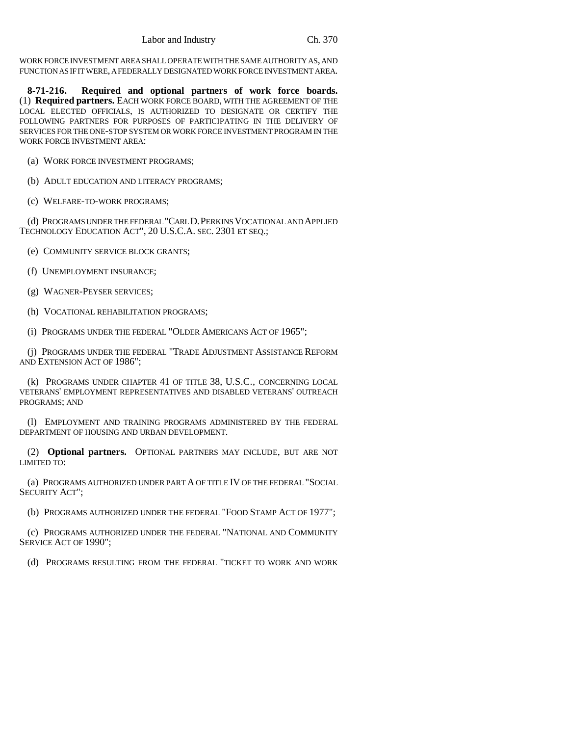WORK FORCE INVESTMENT AREA SHALL OPERATE WITH THE SAME AUTHORITY AS, AND FUNCTION AS IF IT WERE, A FEDERALLY DESIGNATED WORK FORCE INVESTMENT AREA.

**8-71-216. Required and optional partners of work force boards.** (1) **Required partners.** EACH WORK FORCE BOARD, WITH THE AGREEMENT OF THE LOCAL ELECTED OFFICIALS, IS AUTHORIZED TO DESIGNATE OR CERTIFY THE FOLLOWING PARTNERS FOR PURPOSES OF PARTICIPATING IN THE DELIVERY OF SERVICES FOR THE ONE-STOP SYSTEM OR WORK FORCE INVESTMENT PROGRAM IN THE WORK FORCE INVESTMENT AREA:

(a) WORK FORCE INVESTMENT PROGRAMS;

(b) ADULT EDUCATION AND LITERACY PROGRAMS;

(c) WELFARE-TO-WORK PROGRAMS;

(d) PROGRAMS UNDER THE FEDERAL "CARL D. PERKINS VOCATIONAL AND APPLIED TECHNOLOGY EDUCATION ACT", 20 U.S.C.A. SEC. 2301 ET SEQ.;

(e) COMMUNITY SERVICE BLOCK GRANTS;

(f) UNEMPLOYMENT INSURANCE;

(g) WAGNER-PEYSER SERVICES;

(h) VOCATIONAL REHABILITATION PROGRAMS;

(i) PROGRAMS UNDER THE FEDERAL "OLDER AMERICANS ACT OF 1965";

(j) PROGRAMS UNDER THE FEDERAL "TRADE ADJUSTMENT ASSISTANCE REFORM AND EXTENSION ACT OF 1986";

(k) PROGRAMS UNDER CHAPTER 41 OF TITLE 38, U.S.C., CONCERNING LOCAL VETERANS' EMPLOYMENT REPRESENTATIVES AND DISABLED VETERANS' OUTREACH PROGRAMS; AND

(l) EMPLOYMENT AND TRAINING PROGRAMS ADMINISTERED BY THE FEDERAL DEPARTMENT OF HOUSING AND URBAN DEVELOPMENT.

(2) **Optional partners.** OPTIONAL PARTNERS MAY INCLUDE, BUT ARE NOT LIMITED TO:

(a) PROGRAMS AUTHORIZED UNDER PART A OF TITLE IV OF THE FEDERAL "SOCIAL SECURITY ACT";

(b) PROGRAMS AUTHORIZED UNDER THE FEDERAL "FOOD STAMP ACT OF 1977";

(c) PROGRAMS AUTHORIZED UNDER THE FEDERAL "NATIONAL AND COMMUNITY SERVICE ACT OF 1990";

(d) PROGRAMS RESULTING FROM THE FEDERAL "TICKET TO WORK AND WORK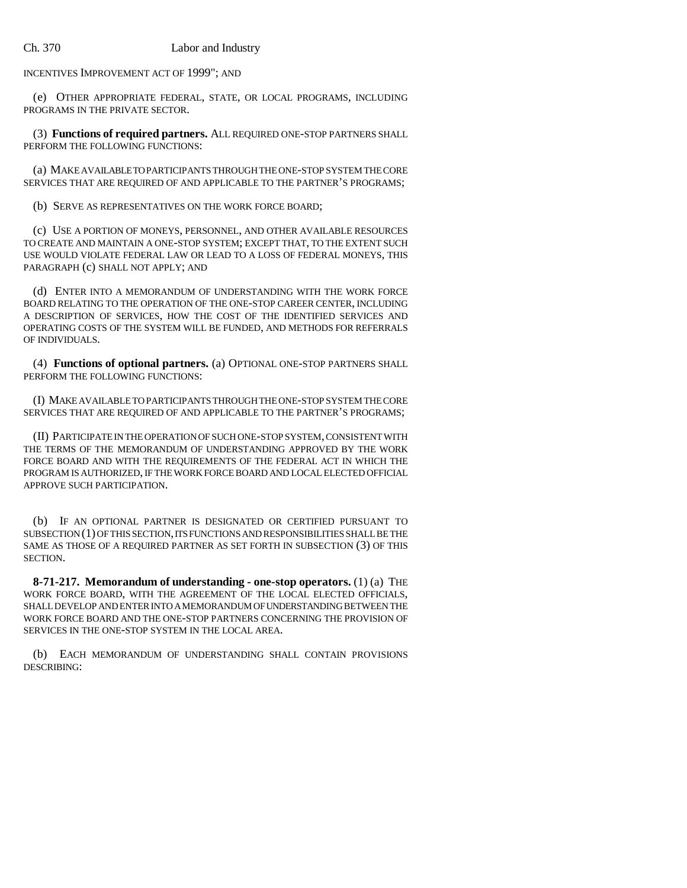INCENTIVES IMPROVEMENT ACT OF 1999"; AND

(e) OTHER APPROPRIATE FEDERAL, STATE, OR LOCAL PROGRAMS, INCLUDING PROGRAMS IN THE PRIVATE SECTOR.

(3) **Functions of required partners.** ALL REQUIRED ONE-STOP PARTNERS SHALL PERFORM THE FOLLOWING FUNCTIONS:

(a) MAKE AVAILABLE TO PARTICIPANTS THROUGH THE ONE-STOP SYSTEM THE CORE SERVICES THAT ARE REQUIRED OF AND APPLICABLE TO THE PARTNER'S PROGRAMS;

(b) SERVE AS REPRESENTATIVES ON THE WORK FORCE BOARD;

(c) USE A PORTION OF MONEYS, PERSONNEL, AND OTHER AVAILABLE RESOURCES TO CREATE AND MAINTAIN A ONE-STOP SYSTEM; EXCEPT THAT, TO THE EXTENT SUCH USE WOULD VIOLATE FEDERAL LAW OR LEAD TO A LOSS OF FEDERAL MONEYS, THIS PARAGRAPH (c) SHALL NOT APPLY; AND

(d) ENTER INTO A MEMORANDUM OF UNDERSTANDING WITH THE WORK FORCE BOARD RELATING TO THE OPERATION OF THE ONE-STOP CAREER CENTER, INCLUDING A DESCRIPTION OF SERVICES, HOW THE COST OF THE IDENTIFIED SERVICES AND OPERATING COSTS OF THE SYSTEM WILL BE FUNDED, AND METHODS FOR REFERRALS OF INDIVIDUALS.

(4) **Functions of optional partners.** (a) OPTIONAL ONE-STOP PARTNERS SHALL PERFORM THE FOLLOWING FUNCTIONS:

(I) MAKE AVAILABLE TO PARTICIPANTS THROUGH THE ONE-STOP SYSTEM THE CORE SERVICES THAT ARE REQUIRED OF AND APPLICABLE TO THE PARTNER'S PROGRAMS;

(II) PARTICIPATE IN THE OPERATION OF SUCH ONE-STOP SYSTEM, CONSISTENT WITH THE TERMS OF THE MEMORANDUM OF UNDERSTANDING APPROVED BY THE WORK FORCE BOARD AND WITH THE REQUIREMENTS OF THE FEDERAL ACT IN WHICH THE PROGRAM IS AUTHORIZED, IF THE WORK FORCE BOARD AND LOCAL ELECTED OFFICIAL APPROVE SUCH PARTICIPATION.

(b) IF AN OPTIONAL PARTNER IS DESIGNATED OR CERTIFIED PURSUANT TO SUBSECTION (1) OF THIS SECTION, ITS FUNCTIONS AND RESPONSIBILITIES SHALL BE THE SAME AS THOSE OF A REQUIRED PARTNER AS SET FORTH IN SUBSECTION (3) OF THIS SECTION.

**8-71-217. Memorandum of understanding - one-stop operators.** (1) (a) THE WORK FORCE BOARD, WITH THE AGREEMENT OF THE LOCAL ELECTED OFFICIALS, SHALL DEVELOP AND ENTER INTO A MEMORANDUM OF UNDERSTANDING BETWEEN THE WORK FORCE BOARD AND THE ONE-STOP PARTNERS CONCERNING THE PROVISION OF SERVICES IN THE ONE-STOP SYSTEM IN THE LOCAL AREA.

(b) EACH MEMORANDUM OF UNDERSTANDING SHALL CONTAIN PROVISIONS DESCRIBING: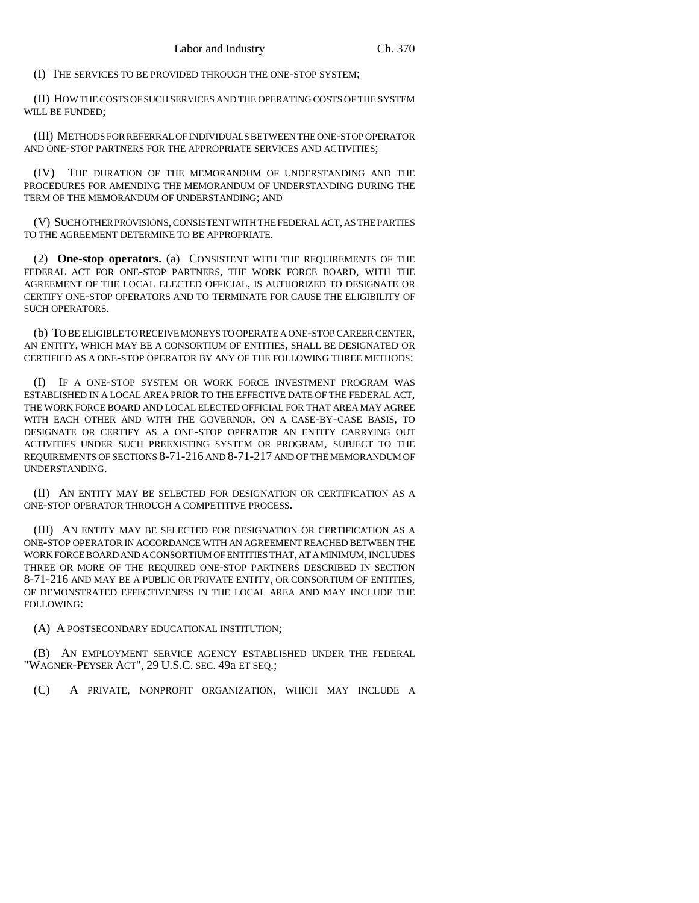(I) THE SERVICES TO BE PROVIDED THROUGH THE ONE-STOP SYSTEM;

(II) HOW THE COSTS OF SUCH SERVICES AND THE OPERATING COSTS OF THE SYSTEM WILL BE FUNDED;

(III) METHODS FOR REFERRAL OF INDIVIDUALS BETWEEN THE ONE-STOP OPERATOR AND ONE-STOP PARTNERS FOR THE APPROPRIATE SERVICES AND ACTIVITIES;

(IV) THE DURATION OF THE MEMORANDUM OF UNDERSTANDING AND THE PROCEDURES FOR AMENDING THE MEMORANDUM OF UNDERSTANDING DURING THE TERM OF THE MEMORANDUM OF UNDERSTANDING; AND

(V) SUCH OTHER PROVISIONS, CONSISTENT WITH THE FEDERAL ACT, AS THE PARTIES TO THE AGREEMENT DETERMINE TO BE APPROPRIATE.

(2) **One-stop operators.** (a) CONSISTENT WITH THE REQUIREMENTS OF THE FEDERAL ACT FOR ONE-STOP PARTNERS, THE WORK FORCE BOARD, WITH THE AGREEMENT OF THE LOCAL ELECTED OFFICIAL, IS AUTHORIZED TO DESIGNATE OR CERTIFY ONE-STOP OPERATORS AND TO TERMINATE FOR CAUSE THE ELIGIBILITY OF SUCH OPERATORS.

(b) TO BE ELIGIBLE TO RECEIVE MONEYS TO OPERATE A ONE-STOP CAREER CENTER, AN ENTITY, WHICH MAY BE A CONSORTIUM OF ENTITIES, SHALL BE DESIGNATED OR CERTIFIED AS A ONE-STOP OPERATOR BY ANY OF THE FOLLOWING THREE METHODS:

(I) IF A ONE-STOP SYSTEM OR WORK FORCE INVESTMENT PROGRAM WAS ESTABLISHED IN A LOCAL AREA PRIOR TO THE EFFECTIVE DATE OF THE FEDERAL ACT, THE WORK FORCE BOARD AND LOCAL ELECTED OFFICIAL FOR THAT AREA MAY AGREE WITH EACH OTHER AND WITH THE GOVERNOR, ON A CASE-BY-CASE BASIS, TO DESIGNATE OR CERTIFY AS A ONE-STOP OPERATOR AN ENTITY CARRYING OUT ACTIVITIES UNDER SUCH PREEXISTING SYSTEM OR PROGRAM, SUBJECT TO THE REQUIREMENTS OF SECTIONS 8-71-216 AND 8-71-217 AND OF THE MEMORANDUM OF UNDERSTANDING.

(II) AN ENTITY MAY BE SELECTED FOR DESIGNATION OR CERTIFICATION AS A ONE-STOP OPERATOR THROUGH A COMPETITIVE PROCESS.

(III) AN ENTITY MAY BE SELECTED FOR DESIGNATION OR CERTIFICATION AS A ONE-STOP OPERATOR IN ACCORDANCE WITH AN AGREEMENT REACHED BETWEEN THE WORK FORCE BOARD AND A CONSORTIUM OF ENTITIES THAT, AT A MINIMUM, INCLUDES THREE OR MORE OF THE REQUIRED ONE-STOP PARTNERS DESCRIBED IN SECTION 8-71-216 AND MAY BE A PUBLIC OR PRIVATE ENTITY, OR CONSORTIUM OF ENTITIES, OF DEMONSTRATED EFFECTIVENESS IN THE LOCAL AREA AND MAY INCLUDE THE FOLLOWING:

(A) A POSTSECONDARY EDUCATIONAL INSTITUTION;

(B) AN EMPLOYMENT SERVICE AGENCY ESTABLISHED UNDER THE FEDERAL "WAGNER-PEYSER ACT", 29 U.S.C. SEC. 49a ET SEQ.;

(C) A PRIVATE, NONPROFIT ORGANIZATION, WHICH MAY INCLUDE A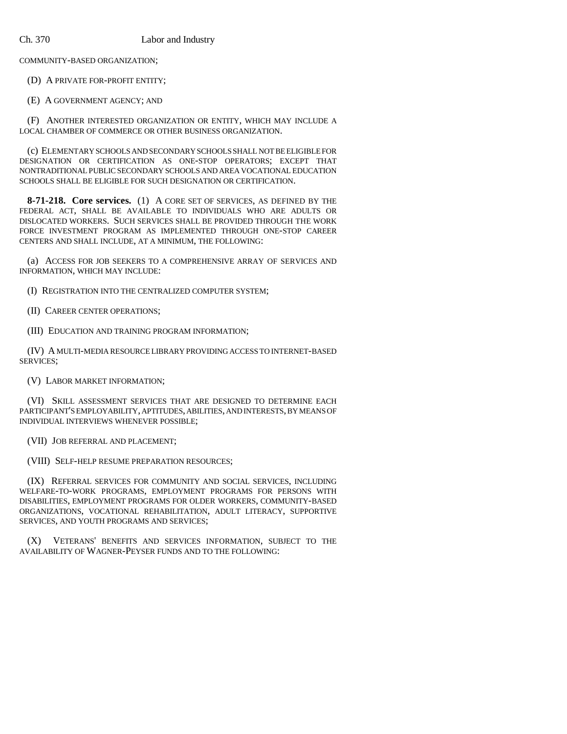COMMUNITY-BASED ORGANIZATION;

(D) A PRIVATE FOR-PROFIT ENTITY;

(E) A GOVERNMENT AGENCY; AND

(F) ANOTHER INTERESTED ORGANIZATION OR ENTITY, WHICH MAY INCLUDE A LOCAL CHAMBER OF COMMERCE OR OTHER BUSINESS ORGANIZATION.

(c) ELEMENTARY SCHOOLS AND SECONDARY SCHOOLS SHALL NOT BE ELIGIBLE FOR DESIGNATION OR CERTIFICATION AS ONE-STOP OPERATORS; EXCEPT THAT NONTRADITIONAL PUBLIC SECONDARY SCHOOLS AND AREA VOCATIONAL EDUCATION SCHOOLS SHALL BE ELIGIBLE FOR SUCH DESIGNATION OR CERTIFICATION.

**8-71-218. Core services.** (1) A CORE SET OF SERVICES, AS DEFINED BY THE FEDERAL ACT, SHALL BE AVAILABLE TO INDIVIDUALS WHO ARE ADULTS OR DISLOCATED WORKERS. SUCH SERVICES SHALL BE PROVIDED THROUGH THE WORK FORCE INVESTMENT PROGRAM AS IMPLEMENTED THROUGH ONE-STOP CAREER CENTERS AND SHALL INCLUDE, AT A MINIMUM, THE FOLLOWING:

(a) ACCESS FOR JOB SEEKERS TO A COMPREHENSIVE ARRAY OF SERVICES AND INFORMATION, WHICH MAY INCLUDE:

(I) REGISTRATION INTO THE CENTRALIZED COMPUTER SYSTEM;

(II) CAREER CENTER OPERATIONS;

(III) EDUCATION AND TRAINING PROGRAM INFORMATION;

(IV) A MULTI-MEDIA RESOURCE LIBRARY PROVIDING ACCESS TO INTERNET-BASED SERVICES;

(V) LABOR MARKET INFORMATION;

(VI) SKILL ASSESSMENT SERVICES THAT ARE DESIGNED TO DETERMINE EACH PARTICIPANT'S EMPLOYABILITY, APTITUDES, ABILITIES, AND INTERESTS, BY MEANS OF INDIVIDUAL INTERVIEWS WHENEVER POSSIBLE;

(VII) JOB REFERRAL AND PLACEMENT;

(VIII) SELF-HELP RESUME PREPARATION RESOURCES;

(IX) REFERRAL SERVICES FOR COMMUNITY AND SOCIAL SERVICES, INCLUDING WELFARE-TO-WORK PROGRAMS, EMPLOYMENT PROGRAMS FOR PERSONS WITH DISABILITIES, EMPLOYMENT PROGRAMS FOR OLDER WORKERS, COMMUNITY-BASED ORGANIZATIONS, VOCATIONAL REHABILITATION, ADULT LITERACY, SUPPORTIVE SERVICES, AND YOUTH PROGRAMS AND SERVICES;

(X) VETERANS' BENEFITS AND SERVICES INFORMATION, SUBJECT TO THE AVAILABILITY OF WAGNER-PEYSER FUNDS AND TO THE FOLLOWING: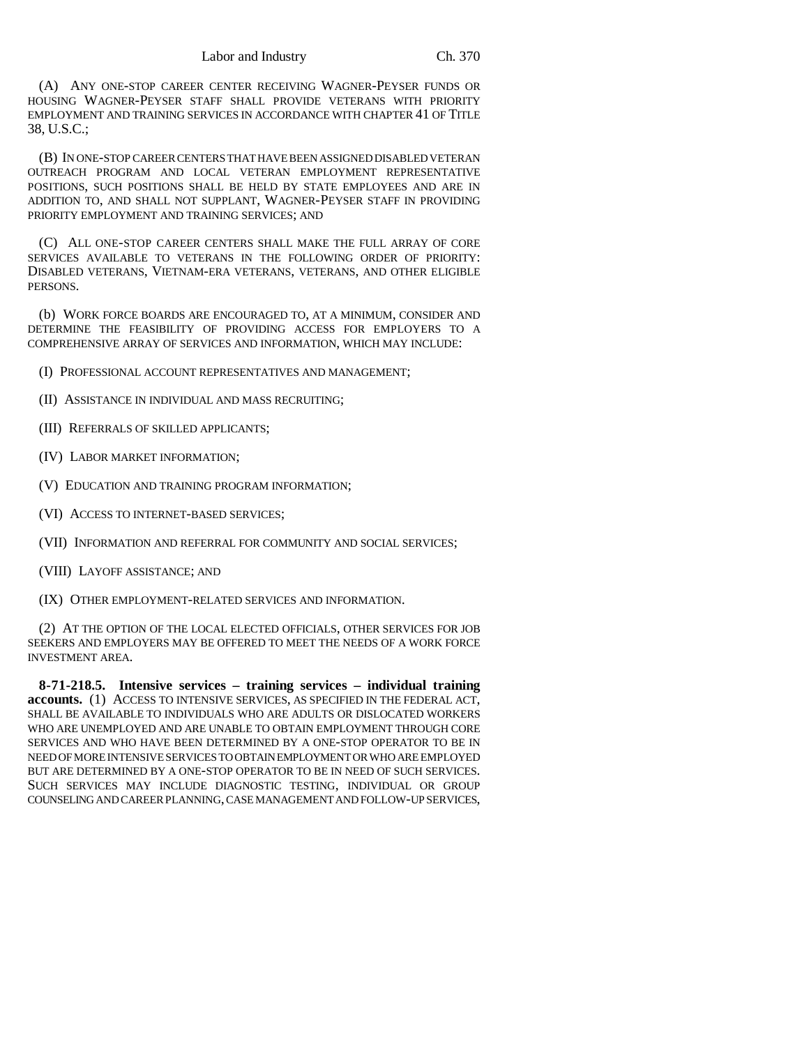(A) ANY ONE-STOP CAREER CENTER RECEIVING WAGNER-PEYSER FUNDS OR HOUSING WAGNER-PEYSER STAFF SHALL PROVIDE VETERANS WITH PRIORITY EMPLOYMENT AND TRAINING SERVICES IN ACCORDANCE WITH CHAPTER 41 OF TITLE 38, U.S.C.;

(B) IN ONE-STOP CAREER CENTERS THAT HAVE BEEN ASSIGNED DISABLED VETERAN OUTREACH PROGRAM AND LOCAL VETERAN EMPLOYMENT REPRESENTATIVE POSITIONS, SUCH POSITIONS SHALL BE HELD BY STATE EMPLOYEES AND ARE IN ADDITION TO, AND SHALL NOT SUPPLANT, WAGNER-PEYSER STAFF IN PROVIDING PRIORITY EMPLOYMENT AND TRAINING SERVICES; AND

(C) ALL ONE-STOP CAREER CENTERS SHALL MAKE THE FULL ARRAY OF CORE SERVICES AVAILABLE TO VETERANS IN THE FOLLOWING ORDER OF PRIORITY: DISABLED VETERANS, VIETNAM-ERA VETERANS, VETERANS, AND OTHER ELIGIBLE PERSONS.

(b) WORK FORCE BOARDS ARE ENCOURAGED TO, AT A MINIMUM, CONSIDER AND DETERMINE THE FEASIBILITY OF PROVIDING ACCESS FOR EMPLOYERS TO A COMPREHENSIVE ARRAY OF SERVICES AND INFORMATION, WHICH MAY INCLUDE:

(I) PROFESSIONAL ACCOUNT REPRESENTATIVES AND MANAGEMENT;

(II) ASSISTANCE IN INDIVIDUAL AND MASS RECRUITING;

(III) REFERRALS OF SKILLED APPLICANTS;

(IV) LABOR MARKET INFORMATION;

(V) EDUCATION AND TRAINING PROGRAM INFORMATION;

(VI) ACCESS TO INTERNET-BASED SERVICES;

(VII) INFORMATION AND REFERRAL FOR COMMUNITY AND SOCIAL SERVICES;

(VIII) LAYOFF ASSISTANCE; AND

(IX) OTHER EMPLOYMENT-RELATED SERVICES AND INFORMATION.

(2) AT THE OPTION OF THE LOCAL ELECTED OFFICIALS, OTHER SERVICES FOR JOB SEEKERS AND EMPLOYERS MAY BE OFFERED TO MEET THE NEEDS OF A WORK FORCE INVESTMENT AREA.

**8-71-218.5. Intensive services – training services – individual training accounts.** (1) ACCESS TO INTENSIVE SERVICES, AS SPECIFIED IN THE FEDERAL ACT, SHALL BE AVAILABLE TO INDIVIDUALS WHO ARE ADULTS OR DISLOCATED WORKERS WHO ARE UNEMPLOYED AND ARE UNABLE TO OBTAIN EMPLOYMENT THROUGH CORE SERVICES AND WHO HAVE BEEN DETERMINED BY A ONE-STOP OPERATOR TO BE IN NEED OF MORE INTENSIVE SERVICES TO OBTAIN EMPLOYMENT OR WHO ARE EMPLOYED BUT ARE DETERMINED BY A ONE-STOP OPERATOR TO BE IN NEED OF SUCH SERVICES. SUCH SERVICES MAY INCLUDE DIAGNOSTIC TESTING, INDIVIDUAL OR GROUP COUNSELING AND CAREER PLANNING, CASE MANAGEMENT AND FOLLOW-UP SERVICES,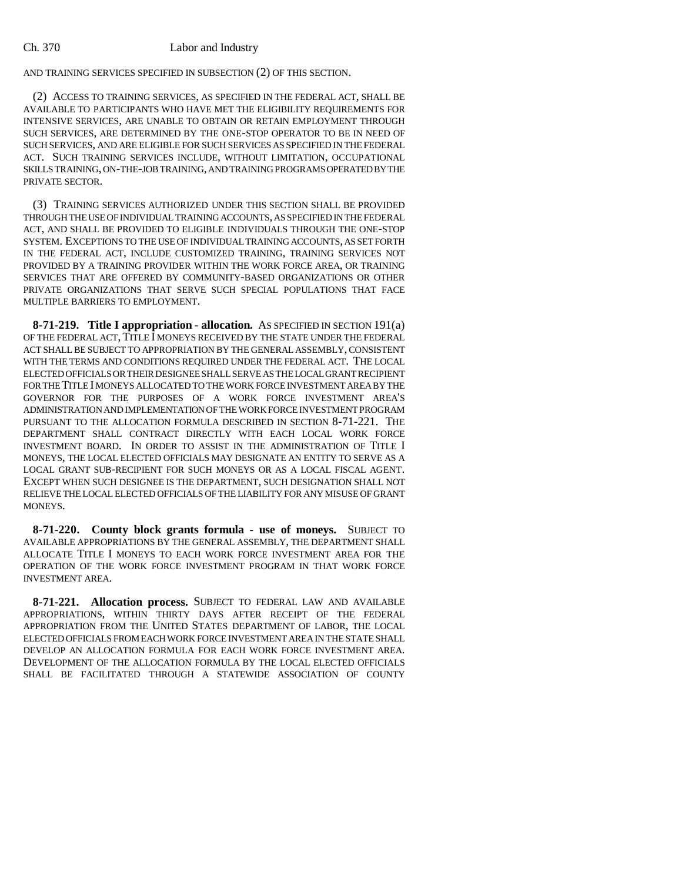AND TRAINING SERVICES SPECIFIED IN SUBSECTION (2) OF THIS SECTION.

(2) ACCESS TO TRAINING SERVICES, AS SPECIFIED IN THE FEDERAL ACT, SHALL BE AVAILABLE TO PARTICIPANTS WHO HAVE MET THE ELIGIBILITY REQUIREMENTS FOR INTENSIVE SERVICES, ARE UNABLE TO OBTAIN OR RETAIN EMPLOYMENT THROUGH SUCH SERVICES, ARE DETERMINED BY THE ONE-STOP OPERATOR TO BE IN NEED OF SUCH SERVICES, AND ARE ELIGIBLE FOR SUCH SERVICES AS SPECIFIED IN THE FEDERAL ACT. SUCH TRAINING SERVICES INCLUDE, WITHOUT LIMITATION, OCCUPATIONAL SKILLS TRAINING, ON-THE-JOB TRAINING, AND TRAINING PROGRAMS OPERATED BY THE PRIVATE SECTOR.

(3) TRAINING SERVICES AUTHORIZED UNDER THIS SECTION SHALL BE PROVIDED THROUGH THE USE OF INDIVIDUAL TRAINING ACCOUNTS, AS SPECIFIED IN THE FEDERAL ACT, AND SHALL BE PROVIDED TO ELIGIBLE INDIVIDUALS THROUGH THE ONE-STOP SYSTEM. EXCEPTIONS TO THE USE OF INDIVIDUAL TRAINING ACCOUNTS, AS SET FORTH IN THE FEDERAL ACT, INCLUDE CUSTOMIZED TRAINING, TRAINING SERVICES NOT PROVIDED BY A TRAINING PROVIDER WITHIN THE WORK FORCE AREA, OR TRAINING SERVICES THAT ARE OFFERED BY COMMUNITY-BASED ORGANIZATIONS OR OTHER PRIVATE ORGANIZATIONS THAT SERVE SUCH SPECIAL POPULATIONS THAT FACE MULTIPLE BARRIERS TO EMPLOYMENT.

**8-71-219. Title I appropriation - allocation.** AS SPECIFIED IN SECTION 191(a) OF THE FEDERAL ACT, TITLE I MONEYS RECEIVED BY THE STATE UNDER THE FEDERAL ACT SHALL BE SUBJECT TO APPROPRIATION BY THE GENERAL ASSEMBLY, CONSISTENT WITH THE TERMS AND CONDITIONS REQUIRED UNDER THE FEDERAL ACT. THE LOCAL ELECTED OFFICIALS OR THEIR DESIGNEE SHALL SERVE AS THE LOCAL GRANT RECIPIENT FOR THE TITLE I MONEYS ALLOCATED TO THE WORK FORCE INVESTMENT AREA BY THE GOVERNOR FOR THE PURPOSES OF A WORK FORCE INVESTMENT AREA'S ADMINISTRATION AND IMPLEMENTATION OF THE WORK FORCE INVESTMENT PROGRAM PURSUANT TO THE ALLOCATION FORMULA DESCRIBED IN SECTION 8-71-221. THE DEPARTMENT SHALL CONTRACT DIRECTLY WITH EACH LOCAL WORK FORCE INVESTMENT BOARD. IN ORDER TO ASSIST IN THE ADMINISTRATION OF TITLE I MONEYS, THE LOCAL ELECTED OFFICIALS MAY DESIGNATE AN ENTITY TO SERVE AS A LOCAL GRANT SUB-RECIPIENT FOR SUCH MONEYS OR AS A LOCAL FISCAL AGENT. EXCEPT WHEN SUCH DESIGNEE IS THE DEPARTMENT, SUCH DESIGNATION SHALL NOT RELIEVE THE LOCAL ELECTED OFFICIALS OF THE LIABILITY FOR ANY MISUSE OF GRANT MONEYS.

**8-71-220. County block grants formula - use of moneys.** SUBJECT TO AVAILABLE APPROPRIATIONS BY THE GENERAL ASSEMBLY, THE DEPARTMENT SHALL ALLOCATE TITLE I MONEYS TO EACH WORK FORCE INVESTMENT AREA FOR THE OPERATION OF THE WORK FORCE INVESTMENT PROGRAM IN THAT WORK FORCE INVESTMENT AREA.

**8-71-221. Allocation process.** SUBJECT TO FEDERAL LAW AND AVAILABLE APPROPRIATIONS, WITHIN THIRTY DAYS AFTER RECEIPT OF THE FEDERAL APPROPRIATION FROM THE UNITED STATES DEPARTMENT OF LABOR, THE LOCAL ELECTED OFFICIALS FROM EACH WORK FORCE INVESTMENT AREA IN THE STATE SHALL DEVELOP AN ALLOCATION FORMULA FOR EACH WORK FORCE INVESTMENT AREA. DEVELOPMENT OF THE ALLOCATION FORMULA BY THE LOCAL ELECTED OFFICIALS SHALL BE FACILITATED THROUGH A STATEWIDE ASSOCIATION OF COUNTY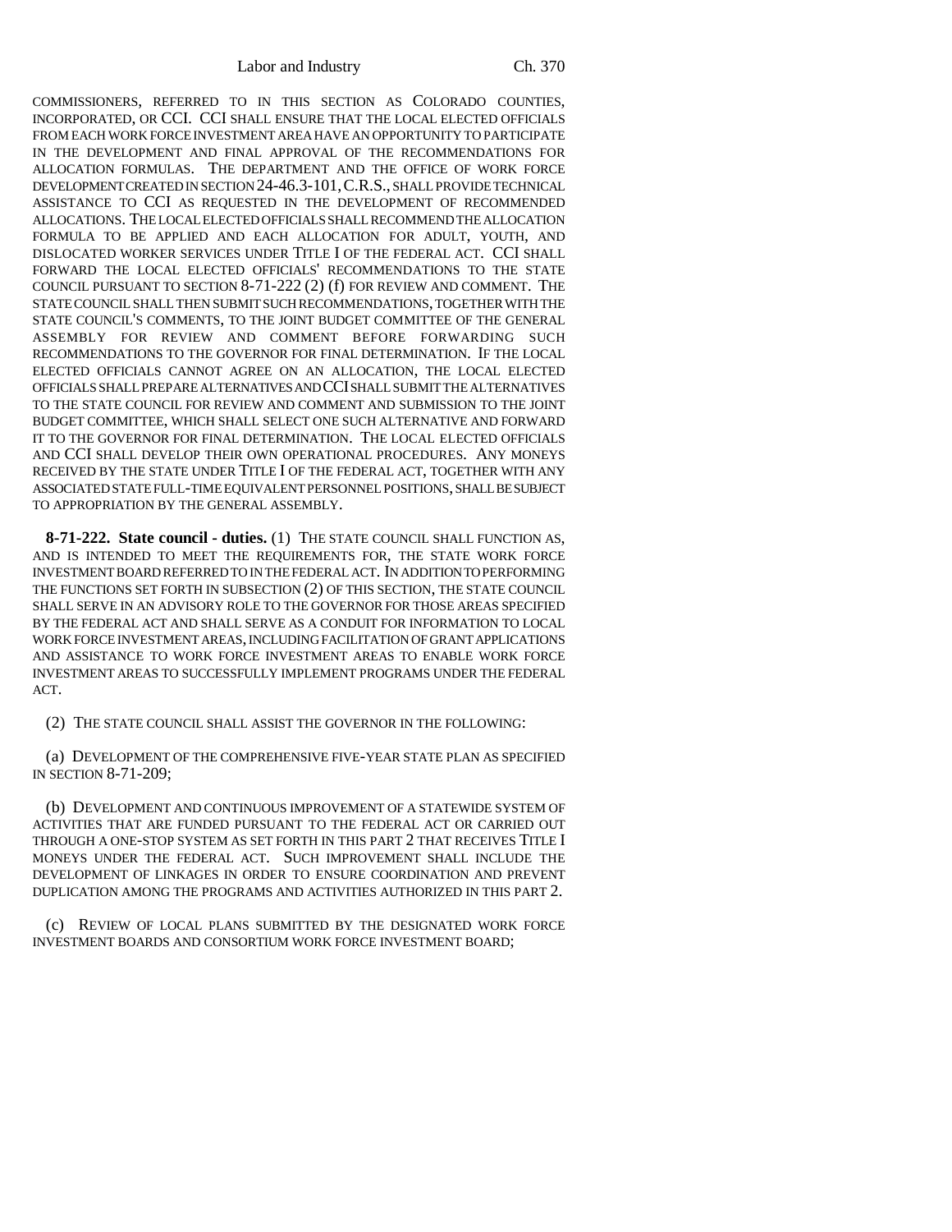COMMISSIONERS, REFERRED TO IN THIS SECTION AS COLORADO COUNTIES, INCORPORATED, OR CCI. CCI SHALL ENSURE THAT THE LOCAL ELECTED OFFICIALS FROM EACH WORK FORCE INVESTMENT AREA HAVE AN OPPORTUNITY TO PARTICIPATE IN THE DEVELOPMENT AND FINAL APPROVAL OF THE RECOMMENDATIONS FOR ALLOCATION FORMULAS. THE DEPARTMENT AND THE OFFICE OF WORK FORCE DEVELOPMENT CREATED IN SECTION 24-46.3-101, C.R.S., SHALL PROVIDE TECHNICAL ASSISTANCE TO CCI AS REQUESTED IN THE DEVELOPMENT OF RECOMMENDED ALLOCATIONS. THE LOCAL ELECTED OFFICIALS SHALL RECOMMEND THE ALLOCATION FORMULA TO BE APPLIED AND EACH ALLOCATION FOR ADULT, YOUTH, AND DISLOCATED WORKER SERVICES UNDER TITLE I OF THE FEDERAL ACT. CCI SHALL FORWARD THE LOCAL ELECTED OFFICIALS' RECOMMENDATIONS TO THE STATE COUNCIL PURSUANT TO SECTION 8-71-222 (2) (f) FOR REVIEW AND COMMENT. THE STATE COUNCIL SHALL THEN SUBMIT SUCH RECOMMENDATIONS, TOGETHER WITH THE STATE COUNCIL'S COMMENTS, TO THE JOINT BUDGET COMMITTEE OF THE GENERAL ASSEMBLY FOR REVIEW AND COMMENT BEFORE FORWARDING SUCH RECOMMENDATIONS TO THE GOVERNOR FOR FINAL DETERMINATION. IF THE LOCAL ELECTED OFFICIALS CANNOT AGREE ON AN ALLOCATION, THE LOCAL ELECTED OFFICIALS SHALL PREPARE ALTERNATIVES AND CCI SHALL SUBMIT THE ALTERNATIVES TO THE STATE COUNCIL FOR REVIEW AND COMMENT AND SUBMISSION TO THE JOINT BUDGET COMMITTEE, WHICH SHALL SELECT ONE SUCH ALTERNATIVE AND FORWARD IT TO THE GOVERNOR FOR FINAL DETERMINATION. THE LOCAL ELECTED OFFICIALS AND CCI SHALL DEVELOP THEIR OWN OPERATIONAL PROCEDURES. ANY MONEYS RECEIVED BY THE STATE UNDER TITLE I OF THE FEDERAL ACT, TOGETHER WITH ANY ASSOCIATED STATE FULL-TIME EQUIVALENT PERSONNEL POSITIONS, SHALL BE SUBJECT TO APPROPRIATION BY THE GENERAL ASSEMBLY.

**8-71-222. State council - duties.** (1) THE STATE COUNCIL SHALL FUNCTION AS, AND IS INTENDED TO MEET THE REQUIREMENTS FOR, THE STATE WORK FORCE INVESTMENT BOARD REFERRED TO IN THE FEDERAL ACT. IN ADDITION TO PERFORMING THE FUNCTIONS SET FORTH IN SUBSECTION (2) OF THIS SECTION, THE STATE COUNCIL SHALL SERVE IN AN ADVISORY ROLE TO THE GOVERNOR FOR THOSE AREAS SPECIFIED BY THE FEDERAL ACT AND SHALL SERVE AS A CONDUIT FOR INFORMATION TO LOCAL WORK FORCE INVESTMENT AREAS, INCLUDING FACILITATION OF GRANT APPLICATIONS AND ASSISTANCE TO WORK FORCE INVESTMENT AREAS TO ENABLE WORK FORCE INVESTMENT AREAS TO SUCCESSFULLY IMPLEMENT PROGRAMS UNDER THE FEDERAL ACT.

(2) THE STATE COUNCIL SHALL ASSIST THE GOVERNOR IN THE FOLLOWING:

(a) DEVELOPMENT OF THE COMPREHENSIVE FIVE-YEAR STATE PLAN AS SPECIFIED IN SECTION 8-71-209;

(b) DEVELOPMENT AND CONTINUOUS IMPROVEMENT OF A STATEWIDE SYSTEM OF ACTIVITIES THAT ARE FUNDED PURSUANT TO THE FEDERAL ACT OR CARRIED OUT THROUGH A ONE-STOP SYSTEM AS SET FORTH IN THIS PART 2 THAT RECEIVES TITLE I MONEYS UNDER THE FEDERAL ACT. SUCH IMPROVEMENT SHALL INCLUDE THE DEVELOPMENT OF LINKAGES IN ORDER TO ENSURE COORDINATION AND PREVENT DUPLICATION AMONG THE PROGRAMS AND ACTIVITIES AUTHORIZED IN THIS PART 2.

(c) REVIEW OF LOCAL PLANS SUBMITTED BY THE DESIGNATED WORK FORCE INVESTMENT BOARDS AND CONSORTIUM WORK FORCE INVESTMENT BOARD;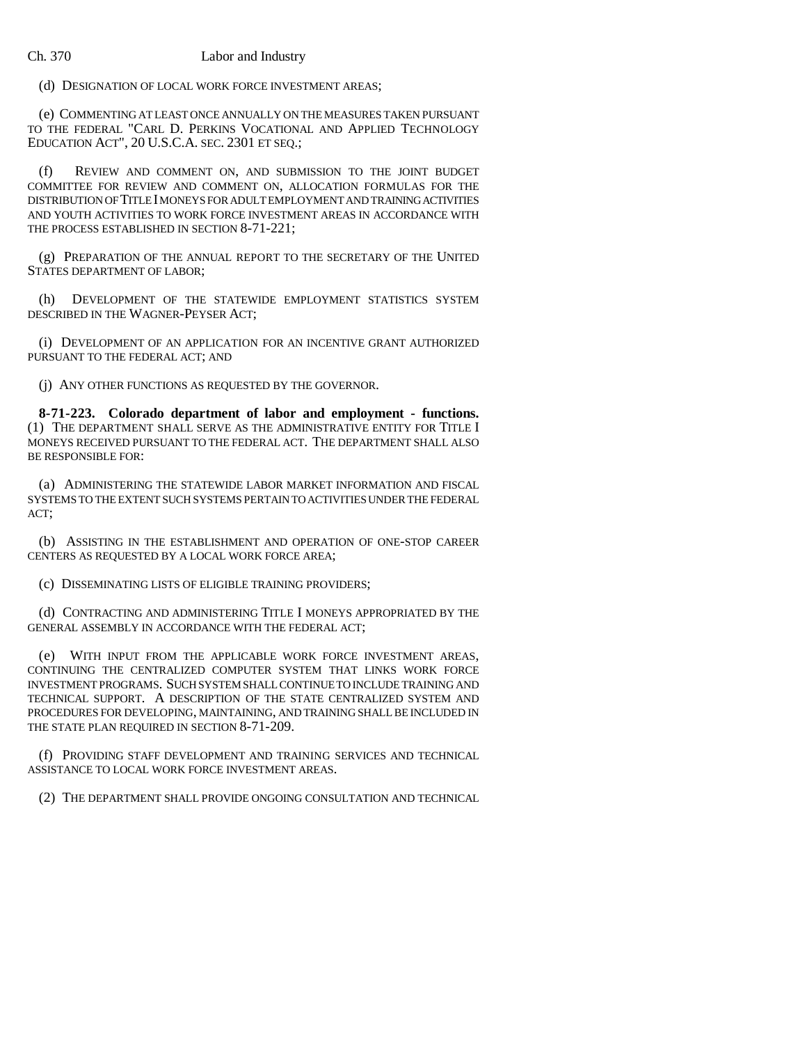(d) DESIGNATION OF LOCAL WORK FORCE INVESTMENT AREAS;

(e) COMMENTING AT LEAST ONCE ANNUALLY ON THE MEASURES TAKEN PURSUANT TO THE FEDERAL "CARL D. PERKINS VOCATIONAL AND APPLIED TECHNOLOGY EDUCATION ACT", 20 U.S.C.A. SEC. 2301 ET SEQ.;

(f) REVIEW AND COMMENT ON, AND SUBMISSION TO THE JOINT BUDGET COMMITTEE FOR REVIEW AND COMMENT ON, ALLOCATION FORMULAS FOR THE DISTRIBUTION OF TITLE I MONEYS FOR ADULT EMPLOYMENT AND TRAINING ACTIVITIES AND YOUTH ACTIVITIES TO WORK FORCE INVESTMENT AREAS IN ACCORDANCE WITH THE PROCESS ESTABLISHED IN SECTION 8-71-221;

(g) PREPARATION OF THE ANNUAL REPORT TO THE SECRETARY OF THE UNITED STATES DEPARTMENT OF LABOR;

(h) DEVELOPMENT OF THE STATEWIDE EMPLOYMENT STATISTICS SYSTEM DESCRIBED IN THE WAGNER-PEYSER ACT;

(i) DEVELOPMENT OF AN APPLICATION FOR AN INCENTIVE GRANT AUTHORIZED PURSUANT TO THE FEDERAL ACT; AND

(j) ANY OTHER FUNCTIONS AS REQUESTED BY THE GOVERNOR.

**8-71-223. Colorado department of labor and employment - functions.** (1) THE DEPARTMENT SHALL SERVE AS THE ADMINISTRATIVE ENTITY FOR TITLE I MONEYS RECEIVED PURSUANT TO THE FEDERAL ACT. THE DEPARTMENT SHALL ALSO BE RESPONSIBLE FOR:

(a) ADMINISTERING THE STATEWIDE LABOR MARKET INFORMATION AND FISCAL SYSTEMS TO THE EXTENT SUCH SYSTEMS PERTAIN TO ACTIVITIES UNDER THE FEDERAL ACT;

(b) ASSISTING IN THE ESTABLISHMENT AND OPERATION OF ONE-STOP CAREER CENTERS AS REQUESTED BY A LOCAL WORK FORCE AREA;

(c) DISSEMINATING LISTS OF ELIGIBLE TRAINING PROVIDERS;

(d) CONTRACTING AND ADMINISTERING TITLE I MONEYS APPROPRIATED BY THE GENERAL ASSEMBLY IN ACCORDANCE WITH THE FEDERAL ACT;

(e) WITH INPUT FROM THE APPLICABLE WORK FORCE INVESTMENT AREAS, CONTINUING THE CENTRALIZED COMPUTER SYSTEM THAT LINKS WORK FORCE INVESTMENT PROGRAMS. SUCH SYSTEM SHALL CONTINUE TO INCLUDE TRAINING AND TECHNICAL SUPPORT. A DESCRIPTION OF THE STATE CENTRALIZED SYSTEM AND PROCEDURES FOR DEVELOPING, MAINTAINING, AND TRAINING SHALL BE INCLUDED IN THE STATE PLAN REQUIRED IN SECTION 8-71-209.

(f) PROVIDING STAFF DEVELOPMENT AND TRAINING SERVICES AND TECHNICAL ASSISTANCE TO LOCAL WORK FORCE INVESTMENT AREAS.

(2) THE DEPARTMENT SHALL PROVIDE ONGOING CONSULTATION AND TECHNICAL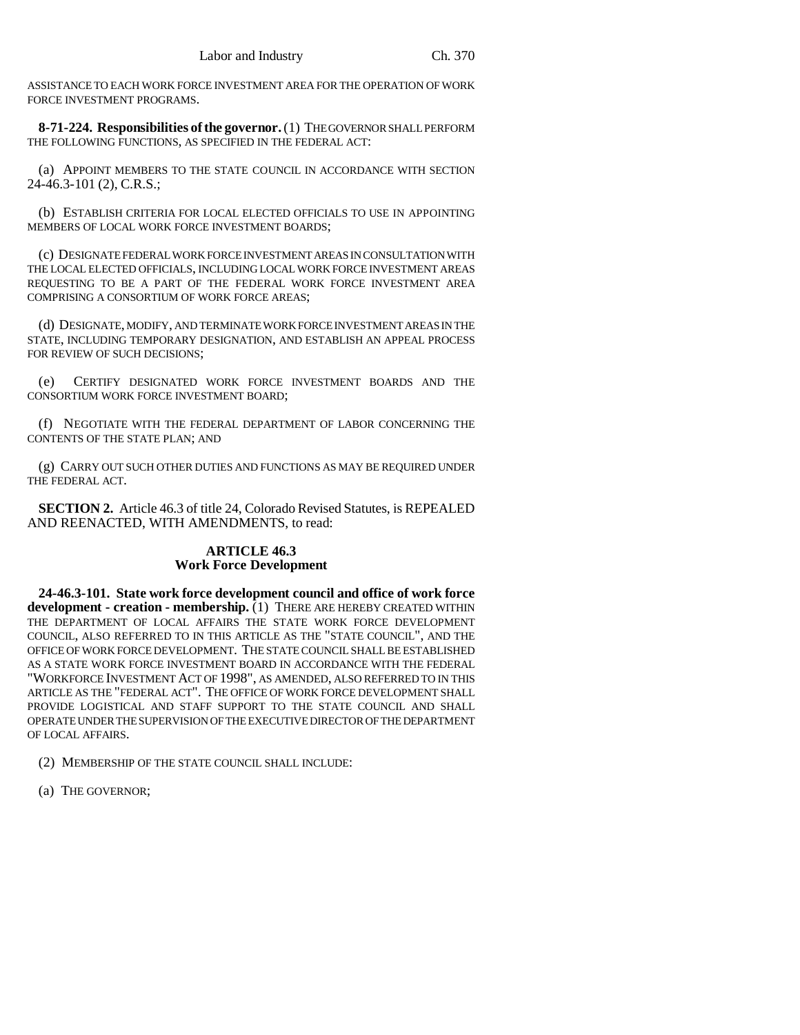ASSISTANCE TO EACH WORK FORCE INVESTMENT AREA FOR THE OPERATION OF WORK FORCE INVESTMENT PROGRAMS.

**8-71-224. Responsibilities of the governor.** (1) THE GOVERNOR SHALL PERFORM THE FOLLOWING FUNCTIONS, AS SPECIFIED IN THE FEDERAL ACT:

(a) APPOINT MEMBERS TO THE STATE COUNCIL IN ACCORDANCE WITH SECTION 24-46.3-101 (2), C.R.S.;

(b) ESTABLISH CRITERIA FOR LOCAL ELECTED OFFICIALS TO USE IN APPOINTING MEMBERS OF LOCAL WORK FORCE INVESTMENT BOARDS;

(c) DESIGNATE FEDERAL WORK FORCE INVESTMENT AREAS IN CONSULTATION WITH THE LOCAL ELECTED OFFICIALS, INCLUDING LOCAL WORK FORCE INVESTMENT AREAS REQUESTING TO BE A PART OF THE FEDERAL WORK FORCE INVESTMENT AREA COMPRISING A CONSORTIUM OF WORK FORCE AREAS;

(d) DESIGNATE, MODIFY, AND TERMINATE WORK FORCE INVESTMENT AREAS IN THE STATE, INCLUDING TEMPORARY DESIGNATION, AND ESTABLISH AN APPEAL PROCESS FOR REVIEW OF SUCH DECISIONS;

(e) CERTIFY DESIGNATED WORK FORCE INVESTMENT BOARDS AND THE CONSORTIUM WORK FORCE INVESTMENT BOARD;

(f) NEGOTIATE WITH THE FEDERAL DEPARTMENT OF LABOR CONCERNING THE CONTENTS OF THE STATE PLAN; AND

(g) CARRY OUT SUCH OTHER DUTIES AND FUNCTIONS AS MAY BE REQUIRED UNDER THE FEDERAL ACT.

**SECTION 2.** Article 46.3 of title 24, Colorado Revised Statutes, is REPEALED AND REENACTED, WITH AMENDMENTS, to read:

**ARTICLE 46.3**
**Work Force Development**

**24-46.3-101. State work force development council and office of work force development - creation - membership.** (1) THERE ARE HEREBY CREATED WITHIN THE DEPARTMENT OF LOCAL AFFAIRS THE STATE WORK FORCE DEVELOPMENT COUNCIL, ALSO REFERRED TO IN THIS ARTICLE AS THE "STATE COUNCIL", AND THE OFFICE OF WORK FORCE DEVELOPMENT. THE STATE COUNCIL SHALL BE ESTABLISHED AS A STATE WORK FORCE INVESTMENT BOARD IN ACCORDANCE WITH THE FEDERAL "WORKFORCE INVESTMENT ACT OF 1998", AS AMENDED, ALSO REFERRED TO IN THIS ARTICLE AS THE "FEDERAL ACT". THE OFFICE OF WORK FORCE DEVELOPMENT SHALL PROVIDE LOGISTICAL AND STAFF SUPPORT TO THE STATE COUNCIL AND SHALL OPERATE UNDER THE SUPERVISION OF THE EXECUTIVE DIRECTOR OF THE DEPARTMENT OF LOCAL AFFAIRS.

(2) MEMBERSHIP OF THE STATE COUNCIL SHALL INCLUDE:

(a) THE GOVERNOR;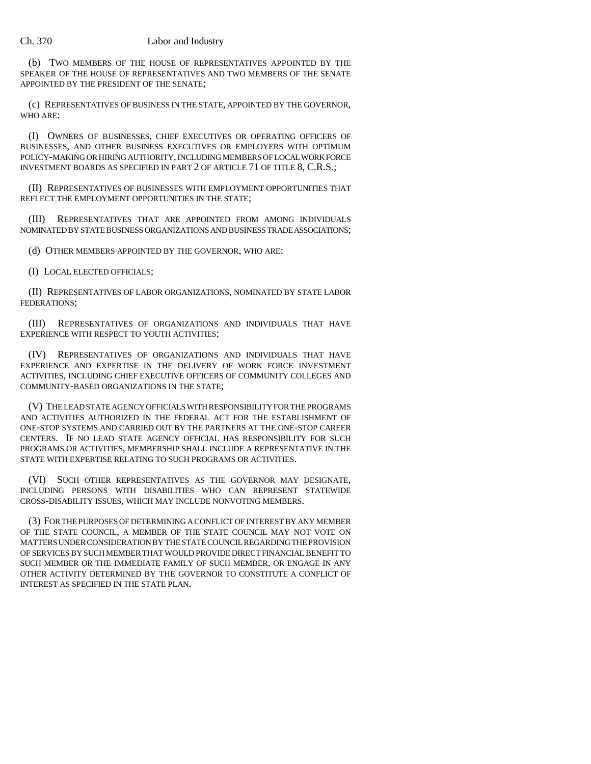(b) TWO MEMBERS OF THE HOUSE OF REPRESENTATIVES APPOINTED BY THE SPEAKER OF THE HOUSE OF REPRESENTATIVES AND TWO MEMBERS OF THE SENATE APPOINTED BY THE PRESIDENT OF THE SENATE;

(c) REPRESENTATIVES OF BUSINESS IN THE STATE, APPOINTED BY THE GOVERNOR, WHO ARE:

(I) OWNERS OF BUSINESSES, CHIEF EXECUTIVES OR OPERATING OFFICERS OF BUSINESSES, AND OTHER BUSINESS EXECUTIVES OR EMPLOYERS WITH OPTIMUM POLICY-MAKING OR HIRING AUTHORITY, INCLUDING MEMBERS OF LOCAL WORK FORCE INVESTMENT BOARDS AS SPECIFIED IN PART 2 OF ARTICLE 71 OF TITLE 8, C.R.S.;

(II) REPRESENTATIVES OF BUSINESSES WITH EMPLOYMENT OPPORTUNITIES THAT REFLECT THE EMPLOYMENT OPPORTUNITIES IN THE STATE;

(III) REPRESENTATIVES THAT ARE APPOINTED FROM AMONG INDIVIDUALS NOMINATED BY STATE BUSINESS ORGANIZATIONS AND BUSINESS TRADE ASSOCIATIONS;

(d) OTHER MEMBERS APPOINTED BY THE GOVERNOR, WHO ARE:

(I) LOCAL ELECTED OFFICIALS;

(II) REPRESENTATIVES OF LABOR ORGANIZATIONS, NOMINATED BY STATE LABOR FEDERATIONS;

(III) REPRESENTATIVES OF ORGANIZATIONS AND INDIVIDUALS THAT HAVE EXPERIENCE WITH RESPECT TO YOUTH ACTIVITIES;

(IV) REPRESENTATIVES OF ORGANIZATIONS AND INDIVIDUALS THAT HAVE EXPERIENCE AND EXPERTISE IN THE DELIVERY OF WORK FORCE INVESTMENT ACTIVITIES, INCLUDING CHIEF EXECUTIVE OFFICERS OF COMMUNITY COLLEGES AND COMMUNITY-BASED ORGANIZATIONS IN THE STATE;

(V) THE LEAD STATE AGENCY OFFICIALS WITH RESPONSIBILITY FOR THE PROGRAMS AND ACTIVITIES AUTHORIZED IN THE FEDERAL ACT FOR THE ESTABLISHMENT OF ONE-STOP SYSTEMS AND CARRIED OUT BY THE PARTNERS AT THE ONE-STOP CAREER CENTERS. IF NO LEAD STATE AGENCY OFFICIAL HAS RESPONSIBILITY FOR SUCH PROGRAMS OR ACTIVITIES, MEMBERSHIP SHALL INCLUDE A REPRESENTATIVE IN THE STATE WITH EXPERTISE RELATING TO SUCH PROGRAMS OR ACTIVITIES.

(VI) SUCH OTHER REPRESENTATIVES AS THE GOVERNOR MAY DESIGNATE, INCLUDING PERSONS WITH DISABILITIES WHO CAN REPRESENT STATEWIDE CROSS-DISABILITY ISSUES, WHICH MAY INCLUDE NONVOTING MEMBERS.

(3) FOR THE PURPOSES OF DETERMINING A CONFLICT OF INTEREST BY ANY MEMBER OF THE STATE COUNCIL, A MEMBER OF THE STATE COUNCIL MAY NOT VOTE ON MATTERS UNDER CONSIDERATION BY THE STATE COUNCIL REGARDING THE PROVISION OF SERVICES BY SUCH MEMBER THAT WOULD PROVIDE DIRECT FINANCIAL BENEFIT TO SUCH MEMBER OR THE IMMEDIATE FAMILY OF SUCH MEMBER, OR ENGAGE IN ANY OTHER ACTIVITY DETERMINED BY THE GOVERNOR TO CONSTITUTE A CONFLICT OF INTEREST AS SPECIFIED IN THE STATE PLAN.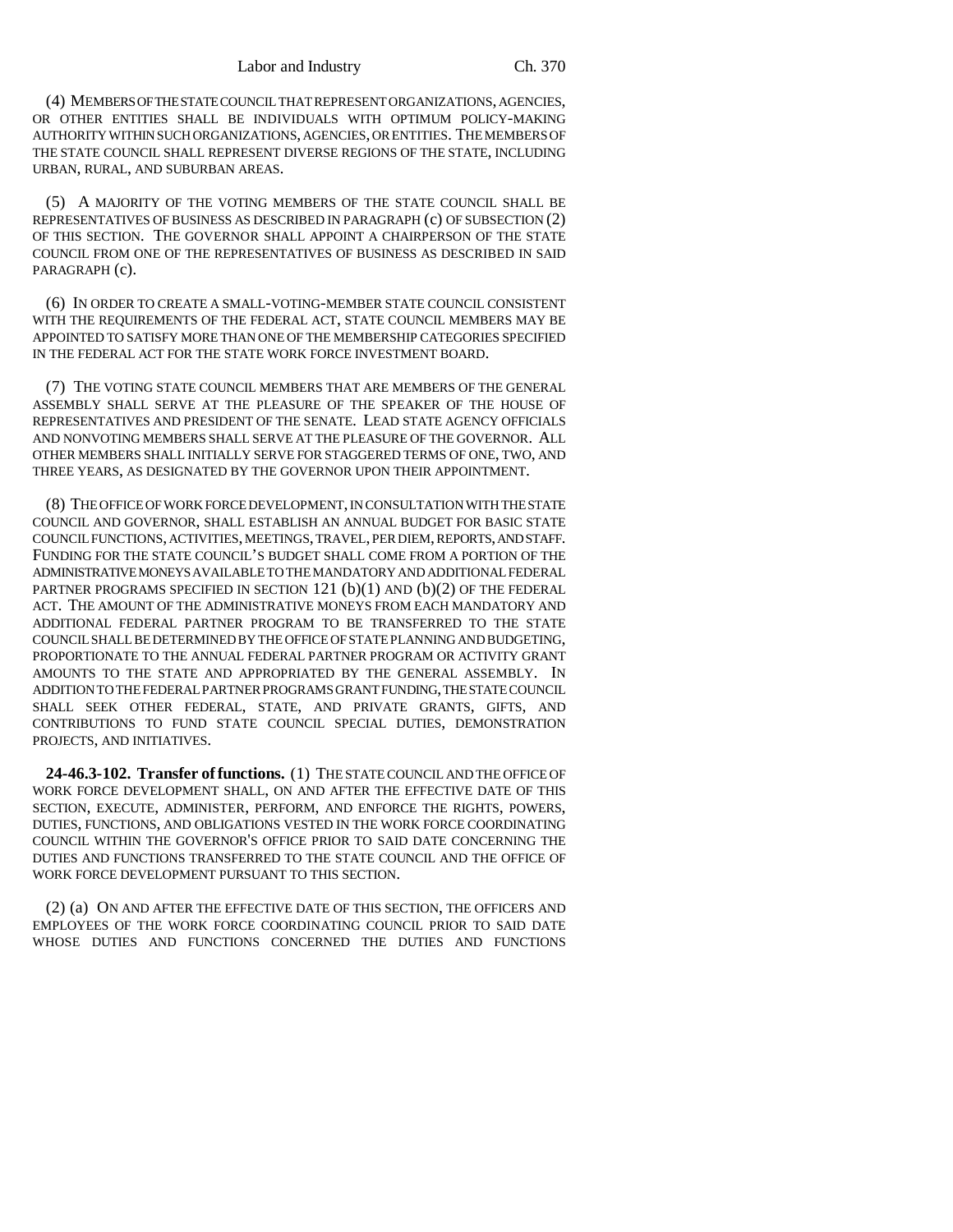(4) MEMBERS OF THE STATE COUNCIL THAT REPRESENT ORGANIZATIONS, AGENCIES, OR OTHER ENTITIES SHALL BE INDIVIDUALS WITH OPTIMUM POLICY-MAKING AUTHORITY WITHIN SUCH ORGANIZATIONS, AGENCIES, OR ENTITIES. THE MEMBERS OF THE STATE COUNCIL SHALL REPRESENT DIVERSE REGIONS OF THE STATE, INCLUDING URBAN, RURAL, AND SUBURBAN AREAS.

(5) A MAJORITY OF THE VOTING MEMBERS OF THE STATE COUNCIL SHALL BE REPRESENTATIVES OF BUSINESS AS DESCRIBED IN PARAGRAPH (c) OF SUBSECTION (2) OF THIS SECTION. THE GOVERNOR SHALL APPOINT A CHAIRPERSON OF THE STATE COUNCIL FROM ONE OF THE REPRESENTATIVES OF BUSINESS AS DESCRIBED IN SAID PARAGRAPH (c).

(6) IN ORDER TO CREATE A SMALL-VOTING-MEMBER STATE COUNCIL CONSISTENT WITH THE REQUIREMENTS OF THE FEDERAL ACT, STATE COUNCIL MEMBERS MAY BE APPOINTED TO SATISFY MORE THAN ONE OF THE MEMBERSHIP CATEGORIES SPECIFIED IN THE FEDERAL ACT FOR THE STATE WORK FORCE INVESTMENT BOARD.

(7) THE VOTING STATE COUNCIL MEMBERS THAT ARE MEMBERS OF THE GENERAL ASSEMBLY SHALL SERVE AT THE PLEASURE OF THE SPEAKER OF THE HOUSE OF REPRESENTATIVES AND PRESIDENT OF THE SENATE. LEAD STATE AGENCY OFFICIALS AND NONVOTING MEMBERS SHALL SERVE AT THE PLEASURE OF THE GOVERNOR. ALL OTHER MEMBERS SHALL INITIALLY SERVE FOR STAGGERED TERMS OF ONE, TWO, AND THREE YEARS, AS DESIGNATED BY THE GOVERNOR UPON THEIR APPOINTMENT.

(8) THE OFFICE OF WORK FORCE DEVELOPMENT, IN CONSULTATION WITH THE STATE COUNCIL AND GOVERNOR, SHALL ESTABLISH AN ANNUAL BUDGET FOR BASIC STATE COUNCIL FUNCTIONS, ACTIVITIES, MEETINGS, TRAVEL, PER DIEM, REPORTS, AND STAFF. FUNDING FOR THE STATE COUNCIL'S BUDGET SHALL COME FROM A PORTION OF THE ADMINISTRATIVE MONEYS AVAILABLE TO THE MANDATORY AND ADDITIONAL FEDERAL PARTNER PROGRAMS SPECIFIED IN SECTION 121 (b)(1) AND (b)(2) OF THE FEDERAL ACT. THE AMOUNT OF THE ADMINISTRATIVE MONEYS FROM EACH MANDATORY AND ADDITIONAL FEDERAL PARTNER PROGRAM TO BE TRANSFERRED TO THE STATE COUNCIL SHALL BE DETERMINED BY THE OFFICE OF STATE PLANNING AND BUDGETING, PROPORTIONATE TO THE ANNUAL FEDERAL PARTNER PROGRAM OR ACTIVITY GRANT AMOUNTS TO THE STATE AND APPROPRIATED BY THE GENERAL ASSEMBLY. IN ADDITION TO THE FEDERAL PARTNER PROGRAMS GRANT FUNDING, THE STATE COUNCIL SHALL SEEK OTHER FEDERAL, STATE, AND PRIVATE GRANTS, GIFTS, AND CONTRIBUTIONS TO FUND STATE COUNCIL SPECIAL DUTIES, DEMONSTRATION PROJECTS, AND INITIATIVES.

**24-46.3-102. Transfer of functions.** (1) THE STATE COUNCIL AND THE OFFICE OF WORK FORCE DEVELOPMENT SHALL, ON AND AFTER THE EFFECTIVE DATE OF THIS SECTION, EXECUTE, ADMINISTER, PERFORM, AND ENFORCE THE RIGHTS, POWERS, DUTIES, FUNCTIONS, AND OBLIGATIONS VESTED IN THE WORK FORCE COORDINATING COUNCIL WITHIN THE GOVERNOR'S OFFICE PRIOR TO SAID DATE CONCERNING THE DUTIES AND FUNCTIONS TRANSFERRED TO THE STATE COUNCIL AND THE OFFICE OF WORK FORCE DEVELOPMENT PURSUANT TO THIS SECTION.

(2) (a) ON AND AFTER THE EFFECTIVE DATE OF THIS SECTION, THE OFFICERS AND EMPLOYEES OF THE WORK FORCE COORDINATING COUNCIL PRIOR TO SAID DATE WHOSE DUTIES AND FUNCTIONS CONCERNED THE DUTIES AND FUNCTIONS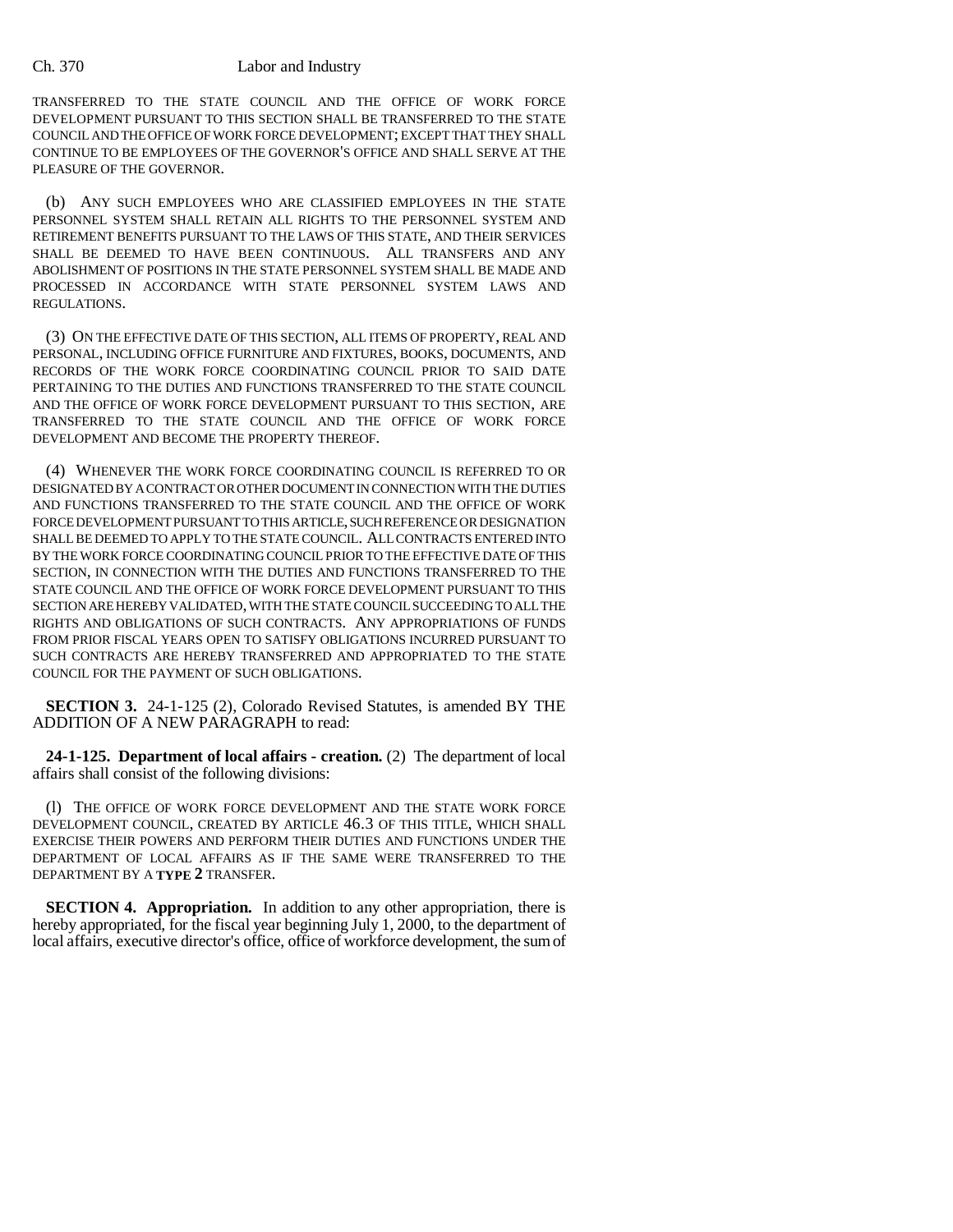TRANSFERRED TO THE STATE COUNCIL AND THE OFFICE OF WORK FORCE DEVELOPMENT PURSUANT TO THIS SECTION SHALL BE TRANSFERRED TO THE STATE COUNCIL AND THE OFFICE OF WORK FORCE DEVELOPMENT; EXCEPT THAT THEY SHALL CONTINUE TO BE EMPLOYEES OF THE GOVERNOR'S OFFICE AND SHALL SERVE AT THE PLEASURE OF THE GOVERNOR.

(b) ANY SUCH EMPLOYEES WHO ARE CLASSIFIED EMPLOYEES IN THE STATE PERSONNEL SYSTEM SHALL RETAIN ALL RIGHTS TO THE PERSONNEL SYSTEM AND RETIREMENT BENEFITS PURSUANT TO THE LAWS OF THIS STATE, AND THEIR SERVICES SHALL BE DEEMED TO HAVE BEEN CONTINUOUS. ALL TRANSFERS AND ANY ABOLISHMENT OF POSITIONS IN THE STATE PERSONNEL SYSTEM SHALL BE MADE AND PROCESSED IN ACCORDANCE WITH STATE PERSONNEL SYSTEM LAWS AND REGULATIONS.

(3) ON THE EFFECTIVE DATE OF THIS SECTION, ALL ITEMS OF PROPERTY, REAL AND PERSONAL, INCLUDING OFFICE FURNITURE AND FIXTURES, BOOKS, DOCUMENTS, AND RECORDS OF THE WORK FORCE COORDINATING COUNCIL PRIOR TO SAID DATE PERTAINING TO THE DUTIES AND FUNCTIONS TRANSFERRED TO THE STATE COUNCIL AND THE OFFICE OF WORK FORCE DEVELOPMENT PURSUANT TO THIS SECTION, ARE TRANSFERRED TO THE STATE COUNCIL AND THE OFFICE OF WORK FORCE DEVELOPMENT AND BECOME THE PROPERTY THEREOF.

(4) WHENEVER THE WORK FORCE COORDINATING COUNCIL IS REFERRED TO OR DESIGNATED BY A CONTRACT OR OTHER DOCUMENT IN CONNECTION WITH THE DUTIES AND FUNCTIONS TRANSFERRED TO THE STATE COUNCIL AND THE OFFICE OF WORK FORCE DEVELOPMENT PURSUANT TO THIS ARTICLE, SUCH REFERENCE OR DESIGNATION SHALL BE DEEMED TO APPLY TO THE STATE COUNCIL. ALL CONTRACTS ENTERED INTO BY THE WORK FORCE COORDINATING COUNCIL PRIOR TO THE EFFECTIVE DATE OF THIS SECTION, IN CONNECTION WITH THE DUTIES AND FUNCTIONS TRANSFERRED TO THE STATE COUNCIL AND THE OFFICE OF WORK FORCE DEVELOPMENT PURSUANT TO THIS SECTION ARE HEREBY VALIDATED, WITH THE STATE COUNCIL SUCCEEDING TO ALL THE RIGHTS AND OBLIGATIONS OF SUCH CONTRACTS. ANY APPROPRIATIONS OF FUNDS FROM PRIOR FISCAL YEARS OPEN TO SATISFY OBLIGATIONS INCURRED PURSUANT TO SUCH CONTRACTS ARE HEREBY TRANSFERRED AND APPROPRIATED TO THE STATE COUNCIL FOR THE PAYMENT OF SUCH OBLIGATIONS.

**SECTION 3.** 24-1-125 (2), Colorado Revised Statutes, is amended BY THE ADDITION OF A NEW PARAGRAPH to read:

**24-1-125. Department of local affairs - creation.** (2) The department of local affairs shall consist of the following divisions:

(l) THE OFFICE OF WORK FORCE DEVELOPMENT AND THE STATE WORK FORCE DEVELOPMENT COUNCIL, CREATED BY ARTICLE 46.3 OF THIS TITLE, WHICH SHALL EXERCISE THEIR POWERS AND PERFORM THEIR DUTIES AND FUNCTIONS UNDER THE DEPARTMENT OF LOCAL AFFAIRS AS IF THE SAME WERE TRANSFERRED TO THE DEPARTMENT BY A **TYPE 2** TRANSFER.

**SECTION 4. Appropriation.** In addition to any other appropriation, there is hereby appropriated, for the fiscal year beginning July 1, 2000, to the department of local affairs, executive director's office, office of workforce development, the sum of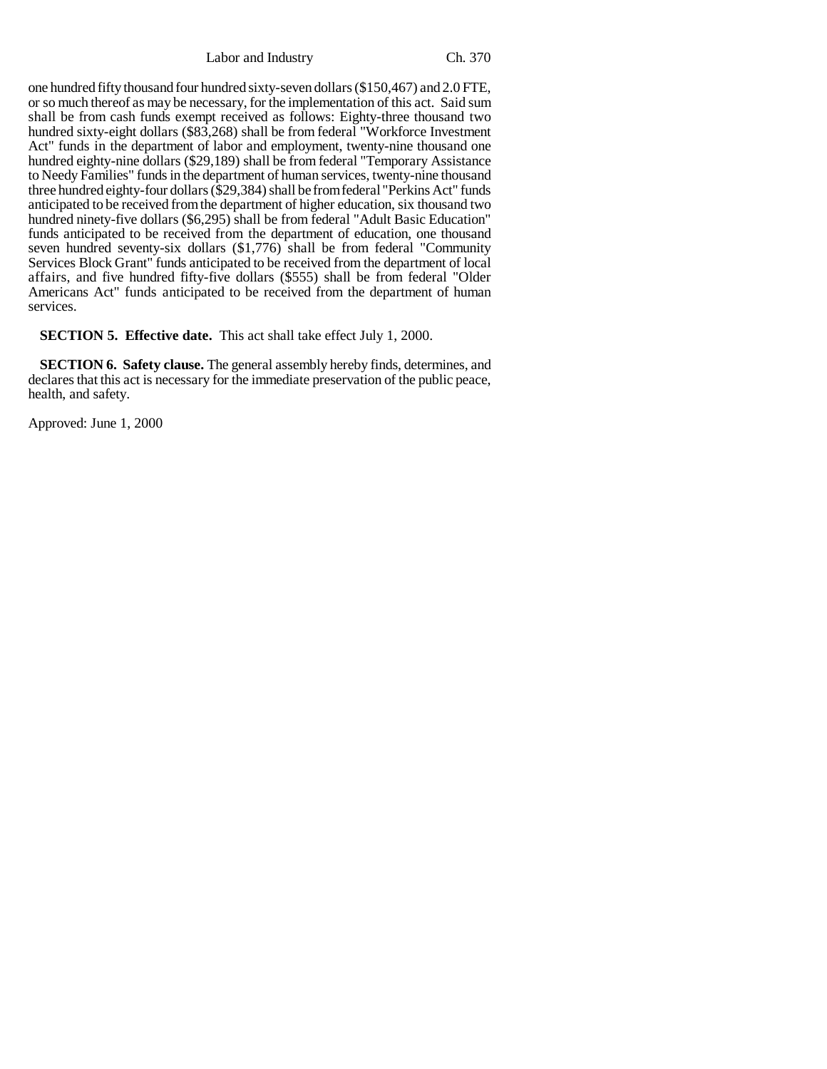one hundred fifty thousand four hundred sixty-seven dollars ($150,467) and 2.0 FTE, or so much thereof as may be necessary, for the implementation of this act. Said sum shall be from cash funds exempt received as follows: Eighty-three thousand two hundred sixty-eight dollars ($83,268) shall be from federal "Workforce Investment Act" funds in the department of labor and employment, twenty-nine thousand one hundred eighty-nine dollars ($29,189) shall be from federal "Temporary Assistance to Needy Families" funds in the department of human services, twenty-nine thousand three hundred eighty-four dollars ($29,384) shall be from federal "Perkins Act" funds anticipated to be received from the department of higher education, six thousand two hundred ninety-five dollars ($6,295) shall be from federal "Adult Basic Education" funds anticipated to be received from the department of education, one thousand seven hundred seventy-six dollars ($1,776) shall be from federal "Community Services Block Grant" funds anticipated to be received from the department of local affairs, and five hundred fifty-five dollars ($555) shall be from federal "Older Americans Act" funds anticipated to be received from the department of human services.

**SECTION 5. Effective date.** This act shall take effect July 1, 2000.

**SECTION 6. Safety clause.** The general assembly hereby finds, determines, and declares that this act is necessary for the immediate preservation of the public peace, health, and safety.

Approved: June 1, 2000